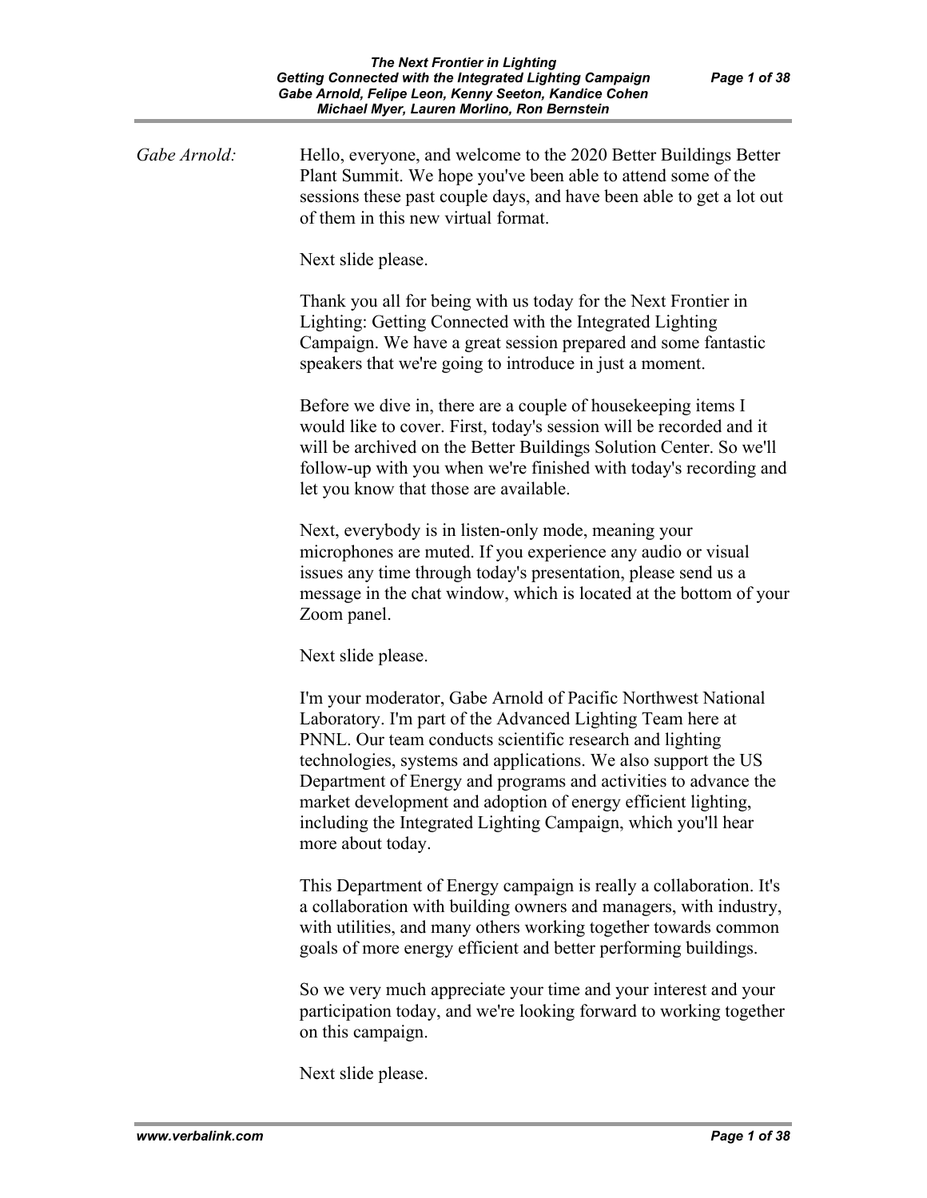*Gabe Arnold:* Hello, everyone, and welcome to the 2020 Better Buildings Better Plant Summit. We hope you've been able to attend some of the sessions these past couple days, and have been able to get a lot out of them in this new virtual format.

Next slide please.

Thank you all for being with us today for the Next Frontier in Lighting: Getting Connected with the Integrated Lighting Campaign. We have a great session prepared and some fantastic speakers that we're going to introduce in just a moment.

Before we dive in, there are a couple of housekeeping items I would like to cover. First, today's session will be recorded and it will be archived on the Better Buildings Solution Center. So we'll follow-up with you when we're finished with today's recording and let you know that those are available.

Next, everybody is in listen-only mode, meaning your microphones are muted. If you experience any audio or visual issues any time through today's presentation, please send us a message in the chat window, which is located at the bottom of your Zoom panel.

Next slide please.

I'm your moderator, Gabe Arnold of Pacific Northwest National Laboratory. I'm part of the Advanced Lighting Team here at PNNL. Our team conducts scientific research and lighting technologies, systems and applications. We also support the US Department of Energy and programs and activities to advance the market development and adoption of energy efficient lighting, including the Integrated Lighting Campaign, which you'll hear more about today.

This Department of Energy campaign is really a collaboration. It's a collaboration with building owners and managers, with industry, with utilities, and many others working together towards common goals of more energy efficient and better performing buildings.

So we very much appreciate your time and your interest and your participation today, and we're looking forward to working together on this campaign.

Next slide please.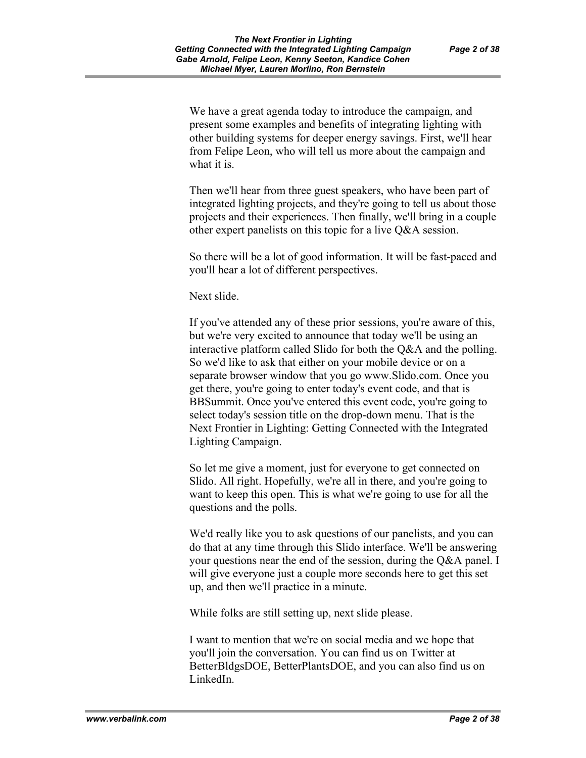We have a great agenda today to introduce the campaign, and present some examples and benefits of integrating lighting with other building systems for deeper energy savings. First, we'll hear from Felipe Leon, who will tell us more about the campaign and what it is.

Then we'll hear from three guest speakers, who have been part of integrated lighting projects, and they're going to tell us about those projects and their experiences. Then finally, we'll bring in a couple other expert panelists on this topic for a live Q&A session.

So there will be a lot of good information. It will be fast-paced and you'll hear a lot of different perspectives.

Next slide.

If you've attended any of these prior sessions, you're aware of this, but we're very excited to announce that today we'll be using an interactive platform called Slido for both the Q&A and the polling. So we'd like to ask that either on your mobile device or on a separate browser window that you go www.Slido.com. Once you get there, you're going to enter today's event code, and that is BBSummit. Once you've entered this event code, you're going to select today's session title on the drop-down menu. That is the Next Frontier in Lighting: Getting Connected with the Integrated Lighting Campaign.

So let me give a moment, just for everyone to get connected on Slido. All right. Hopefully, we're all in there, and you're going to want to keep this open. This is what we're going to use for all the questions and the polls.

We'd really like you to ask questions of our panelists, and you can do that at any time through this Slido interface. We'll be answering your questions near the end of the session, during the Q&A panel. I will give everyone just a couple more seconds here to get this set up, and then we'll practice in a minute.

While folks are still setting up, next slide please.

I want to mention that we're on social media and we hope that you'll join the conversation. You can find us on Twitter at BetterBldgsDOE, BetterPlantsDOE, and you can also find us on LinkedIn.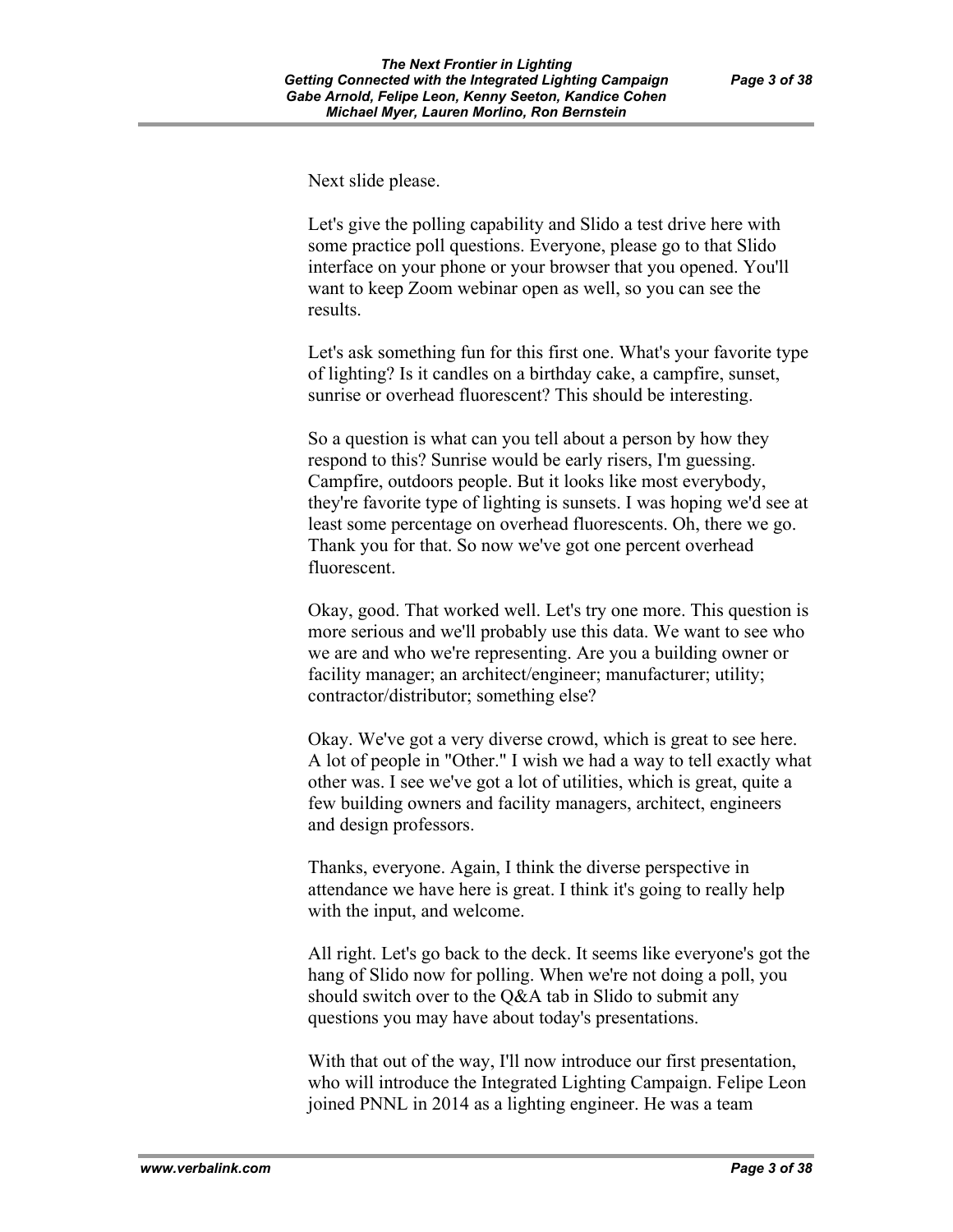Next slide please.

Let's give the polling capability and Slido a test drive here with some practice poll questions. Everyone, please go to that Slido interface on your phone or your browser that you opened. You'll want to keep Zoom webinar open as well, so you can see the results.

Let's ask something fun for this first one. What's your favorite type of lighting? Is it candles on a birthday cake, a campfire, sunset, sunrise or overhead fluorescent? This should be interesting.

So a question is what can you tell about a person by how they respond to this? Sunrise would be early risers, I'm guessing. Campfire, outdoors people. But it looks like most everybody, they're favorite type of lighting is sunsets. I was hoping we'd see at least some percentage on overhead fluorescents. Oh, there we go. Thank you for that. So now we've got one percent overhead fluorescent.

Okay, good. That worked well. Let's try one more. This question is more serious and we'll probably use this data. We want to see who we are and who we're representing. Are you a building owner or facility manager; an architect/engineer; manufacturer; utility; contractor/distributor; something else?

Okay. We've got a very diverse crowd, which is great to see here. A lot of people in "Other." I wish we had a way to tell exactly what other was. I see we've got a lot of utilities, which is great, quite a few building owners and facility managers, architect, engineers and design professors.

Thanks, everyone. Again, I think the diverse perspective in attendance we have here is great. I think it's going to really help with the input, and welcome.

All right. Let's go back to the deck. It seems like everyone's got the hang of Slido now for polling. When we're not doing a poll, you should switch over to the Q&A tab in Slido to submit any questions you may have about today's presentations.

With that out of the way, I'll now introduce our first presentation, who will introduce the Integrated Lighting Campaign. Felipe Leon joined PNNL in 2014 as a lighting engineer. He was a team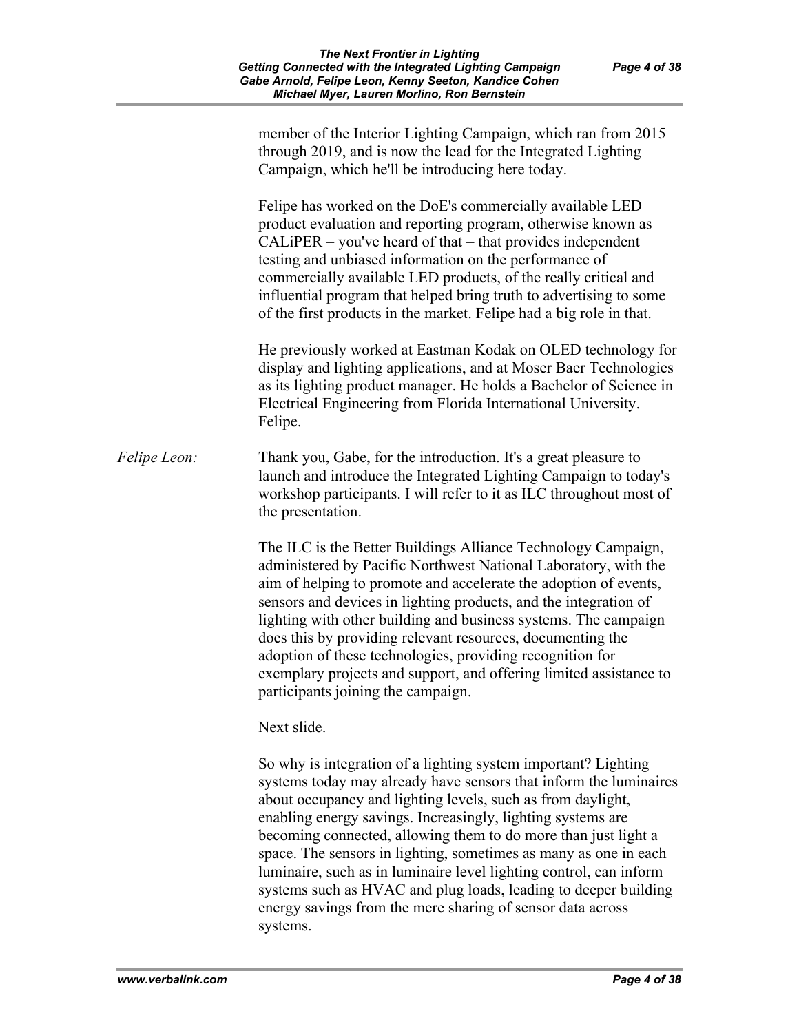member of the Interior Lighting Campaign, which ran from 2015 through 2019, and is now the lead for the Integrated Lighting Campaign, which he'll be introducing here today.

Felipe has worked on the DoE's commercially available LED product evaluation and reporting program, otherwise known as CALiPER – you've heard of that – that provides independent testing and unbiased information on the performance of commercially available LED products, of the really critical and influential program that helped bring truth to advertising to some of the first products in the market. Felipe had a big role in that.

He previously worked at Eastman Kodak on OLED technology for display and lighting applications, and at Moser Baer Technologies as its lighting product manager. He holds a Bachelor of Science in Electrical Engineering from Florida International University. Felipe.

*Felipe Leon:* Thank you, Gabe, for the introduction. It's a great pleasure to launch and introduce the Integrated Lighting Campaign to today's workshop participants. I will refer to it as ILC throughout most of the presentation.

The ILC is the Better Buildings Alliance Technology Campaign, administered by Pacific Northwest National Laboratory, with the aim of helping to promote and accelerate the adoption of events, sensors and devices in lighting products, and the integration of lighting with other building and business systems. The campaign does this by providing relevant resources, documenting the adoption of these technologies, providing recognition for exemplary projects and support, and offering limited assistance to participants joining the campaign.

Next slide.

So why is integration of a lighting system important? Lighting systems today may already have sensors that inform the luminaires about occupancy and lighting levels, such as from daylight, enabling energy savings. Increasingly, lighting systems are becoming connected, allowing them to do more than just light a space. The sensors in lighting, sometimes as many as one in each luminaire, such as in luminaire level lighting control, can inform systems such as HVAC and plug loads, leading to deeper building energy savings from the mere sharing of sensor data across systems.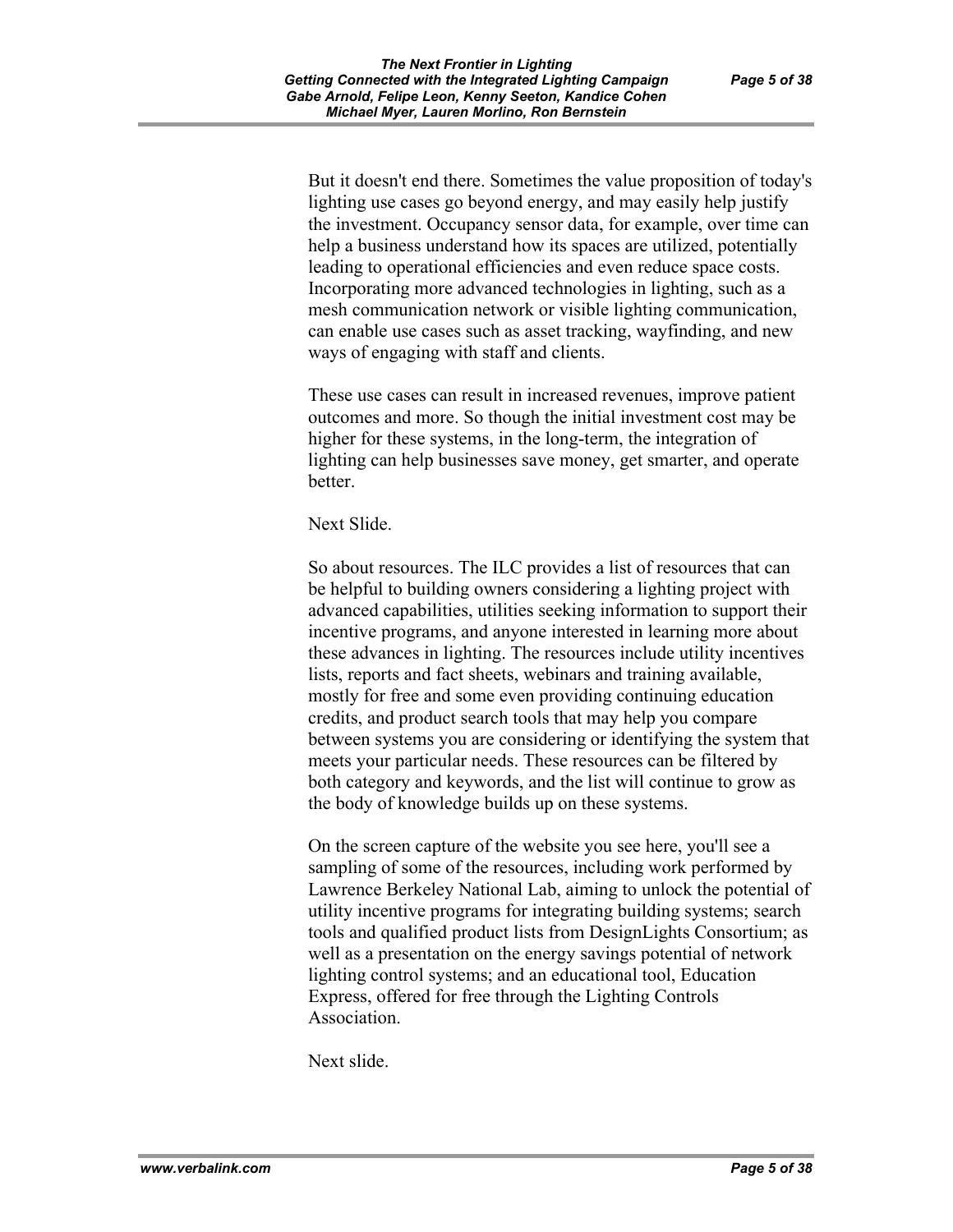But it doesn't end there. Sometimes the value proposition of today's lighting use cases go beyond energy, and may easily help justify the investment. Occupancy sensor data, for example, over time can help a business understand how its spaces are utilized, potentially leading to operational efficiencies and even reduce space costs. Incorporating more advanced technologies in lighting, such as a mesh communication network or visible lighting communication, can enable use cases such as asset tracking, wayfinding, and new ways of engaging with staff and clients.

These use cases can result in increased revenues, improve patient outcomes and more. So though the initial investment cost may be higher for these systems, in the long-term, the integration of lighting can help businesses save money, get smarter, and operate better.

Next Slide.

So about resources. The ILC provides a list of resources that can be helpful to building owners considering a lighting project with advanced capabilities, utilities seeking information to support their incentive programs, and anyone interested in learning more about these advances in lighting. The resources include utility incentives lists, reports and fact sheets, webinars and training available, mostly for free and some even providing continuing education credits, and product search tools that may help you compare between systems you are considering or identifying the system that meets your particular needs. These resources can be filtered by both category and keywords, and the list will continue to grow as the body of knowledge builds up on these systems.

On the screen capture of the website you see here, you'll see a sampling of some of the resources, including work performed by Lawrence Berkeley National Lab, aiming to unlock the potential of utility incentive programs for integrating building systems; search tools and qualified product lists from DesignLights Consortium; as well as a presentation on the energy savings potential of network lighting control systems; and an educational tool, Education Express, offered for free through the Lighting Controls Association.

Next slide.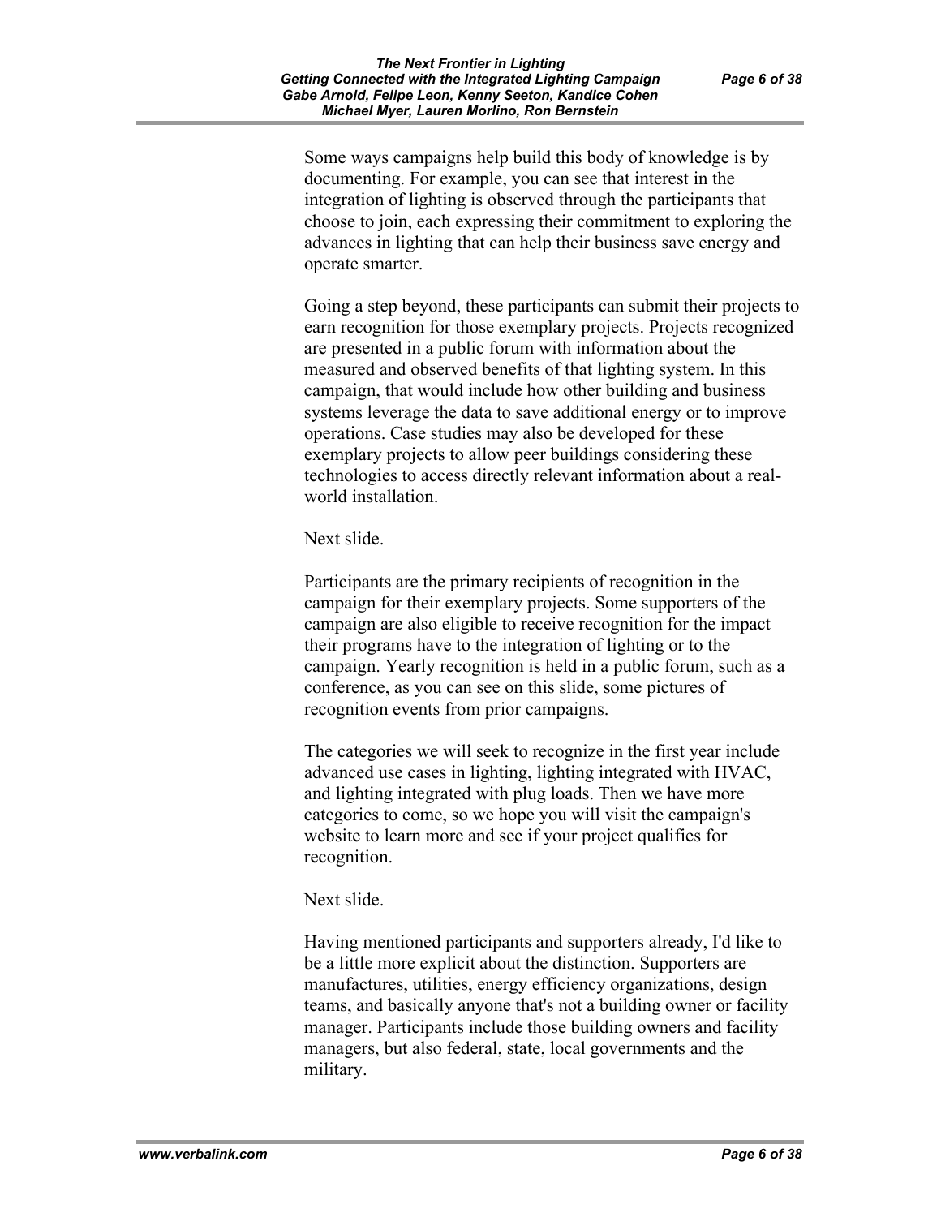Some ways campaigns help build this body of knowledge is by documenting. For example, you can see that interest in the integration of lighting is observed through the participants that choose to join, each expressing their commitment to exploring the advances in lighting that can help their business save energy and operate smarter.

Going a step beyond, these participants can submit their projects to earn recognition for those exemplary projects. Projects recognized are presented in a public forum with information about the measured and observed benefits of that lighting system. In this campaign, that would include how other building and business systems leverage the data to save additional energy or to improve operations. Case studies may also be developed for these exemplary projects to allow peer buildings considering these technologies to access directly relevant information about a real-world installation.

Next slide.

Participants are the primary recipients of recognition in the campaign for their exemplary projects. Some supporters of the campaign are also eligible to receive recognition for the impact their programs have to the integration of lighting or to the campaign. Yearly recognition is held in a public forum, such as a conference, as you can see on this slide, some pictures of recognition events from prior campaigns.

The categories we will seek to recognize in the first year include advanced use cases in lighting, lighting integrated with HVAC, and lighting integrated with plug loads. Then we have more categories to come, so we hope you will visit the campaign's website to learn more and see if your project qualifies for recognition.

Next slide.

Having mentioned participants and supporters already, I'd like to be a little more explicit about the distinction. Supporters are manufactures, utilities, energy efficiency organizations, design teams, and basically anyone that's not a building owner or facility manager. Participants include those building owners and facility managers, but also federal, state, local governments and the military.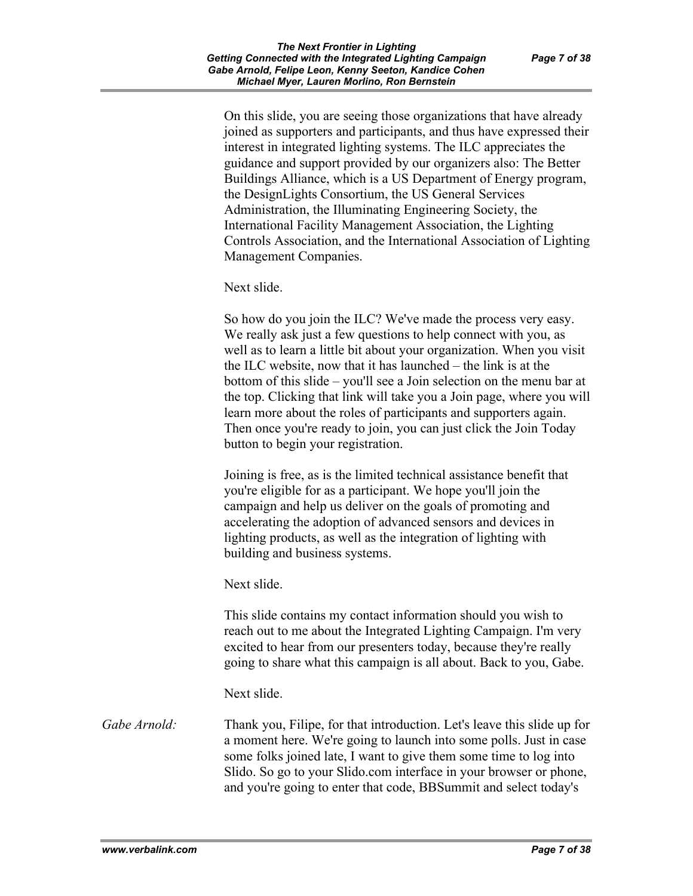On this slide, you are seeing those organizations that have already joined as supporters and participants, and thus have expressed their interest in integrated lighting systems. The ILC appreciates the guidance and support provided by our organizers also: The Better Buildings Alliance, which is a US Department of Energy program, the DesignLights Consortium, the US General Services Administration, the Illuminating Engineering Society, the International Facility Management Association, the Lighting Controls Association, and the International Association of Lighting Management Companies.

Next slide.

So how do you join the ILC? We've made the process very easy. We really ask just a few questions to help connect with you, as well as to learn a little bit about your organization. When you visit the ILC website, now that it has launched – the link is at the bottom of this slide – you'll see a Join selection on the menu bar at the top. Clicking that link will take you a Join page, where you will learn more about the roles of participants and supporters again. Then once you're ready to join, you can just click the Join Today button to begin your registration.

Joining is free, as is the limited technical assistance benefit that you're eligible for as a participant. We hope you'll join the campaign and help us deliver on the goals of promoting and accelerating the adoption of advanced sensors and devices in lighting products, as well as the integration of lighting with building and business systems.

Next slide.

This slide contains my contact information should you wish to reach out to me about the Integrated Lighting Campaign. I'm very excited to hear from our presenters today, because they're really going to share what this campaign is all about. Back to you, Gabe.

Next slide.

*Gabe Arnold:* Thank you, Filipe, for that introduction. Let's leave this slide up for a moment here. We're going to launch into some polls. Just in case some folks joined late, I want to give them some time to log into Slido. So go to your Slido.com interface in your browser or phone, and you're going to enter that code, BBSummit and select today's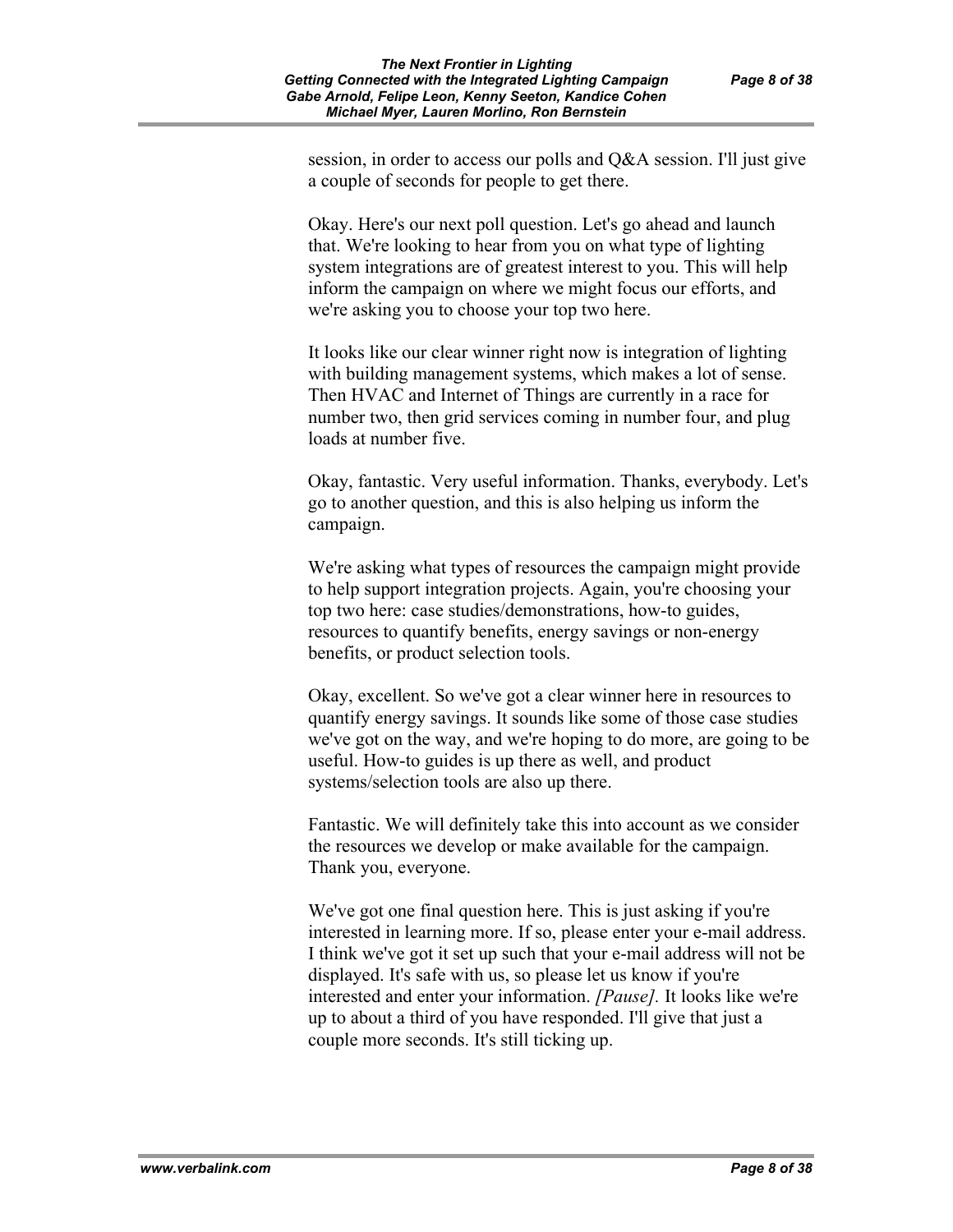session, in order to access our polls and Q&A session. I'll just give a couple of seconds for people to get there.

Okay. Here's our next poll question. Let's go ahead and launch that. We're looking to hear from you on what type of lighting system integrations are of greatest interest to you. This will help inform the campaign on where we might focus our efforts, and we're asking you to choose your top two here.

It looks like our clear winner right now is integration of lighting with building management systems, which makes a lot of sense. Then HVAC and Internet of Things are currently in a race for number two, then grid services coming in number four, and plug loads at number five.

Okay, fantastic. Very useful information. Thanks, everybody. Let's go to another question, and this is also helping us inform the campaign.

We're asking what types of resources the campaign might provide to help support integration projects. Again, you're choosing your top two here: case studies/demonstrations, how-to guides, resources to quantify benefits, energy savings or non-energy benefits, or product selection tools.

Okay, excellent. So we've got a clear winner here in resources to quantify energy savings. It sounds like some of those case studies we've got on the way, and we're hoping to do more, are going to be useful. How-to guides is up there as well, and product systems/selection tools are also up there.

Fantastic. We will definitely take this into account as we consider the resources we develop or make available for the campaign. Thank you, everyone.

We've got one final question here. This is just asking if you're interested in learning more. If so, please enter your e-mail address. I think we've got it set up such that your e-mail address will not be displayed. It's safe with us, so please let us know if you're interested and enter your information. *[Pause].* It looks like we're up to about a third of you have responded. I'll give that just a couple more seconds. It's still ticking up.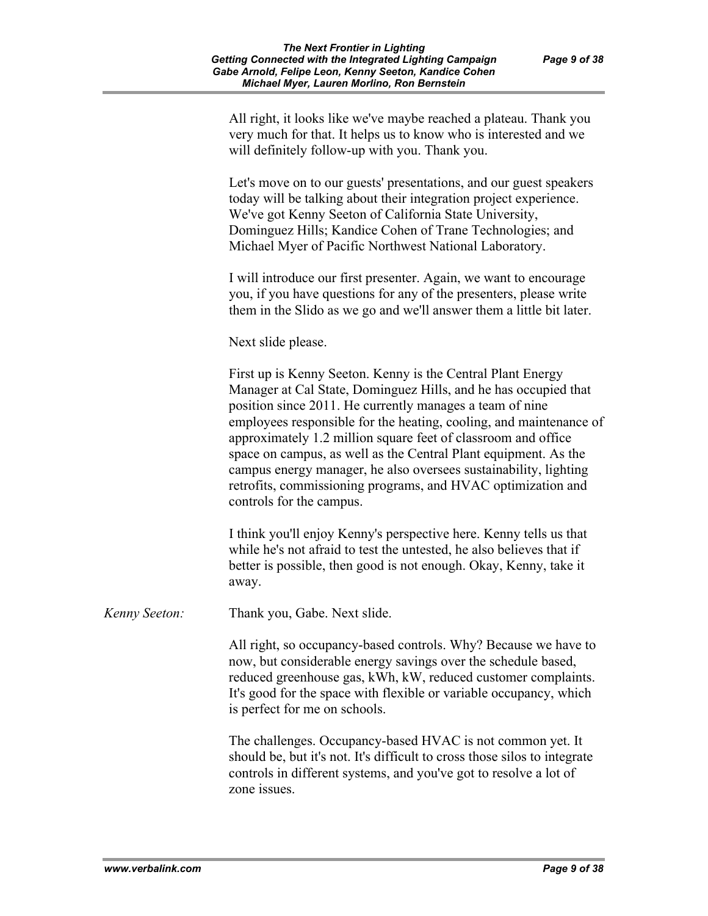All right, it looks like we've maybe reached a plateau. Thank you very much for that. It helps us to know who is interested and we will definitely follow-up with you. Thank you.

Let's move on to our guests' presentations, and our guest speakers today will be talking about their integration project experience. We've got Kenny Seeton of California State University, Dominguez Hills; Kandice Cohen of Trane Technologies; and Michael Myer of Pacific Northwest National Laboratory.

I will introduce our first presenter. Again, we want to encourage you, if you have questions for any of the presenters, please write them in the Slido as we go and we'll answer them a little bit later.

Next slide please.

First up is Kenny Seeton. Kenny is the Central Plant Energy Manager at Cal State, Dominguez Hills, and he has occupied that position since 2011. He currently manages a team of nine employees responsible for the heating, cooling, and maintenance of approximately 1.2 million square feet of classroom and office space on campus, as well as the Central Plant equipment. As the campus energy manager, he also oversees sustainability, lighting retrofits, commissioning programs, and HVAC optimization and controls for the campus.

I think you'll enjoy Kenny's perspective here. Kenny tells us that while he's not afraid to test the untested, he also believes that if better is possible, then good is not enough. Okay, Kenny, take it away.

*Kenny Seeton:* Thank you, Gabe. Next slide.

All right, so occupancy-based controls. Why? Because we have to now, but considerable energy savings over the schedule based, reduced greenhouse gas, kWh, kW, reduced customer complaints. It's good for the space with flexible or variable occupancy, which is perfect for me on schools.

The challenges. Occupancy-based HVAC is not common yet. It should be, but it's not. It's difficult to cross those silos to integrate controls in different systems, and you've got to resolve a lot of zone issues.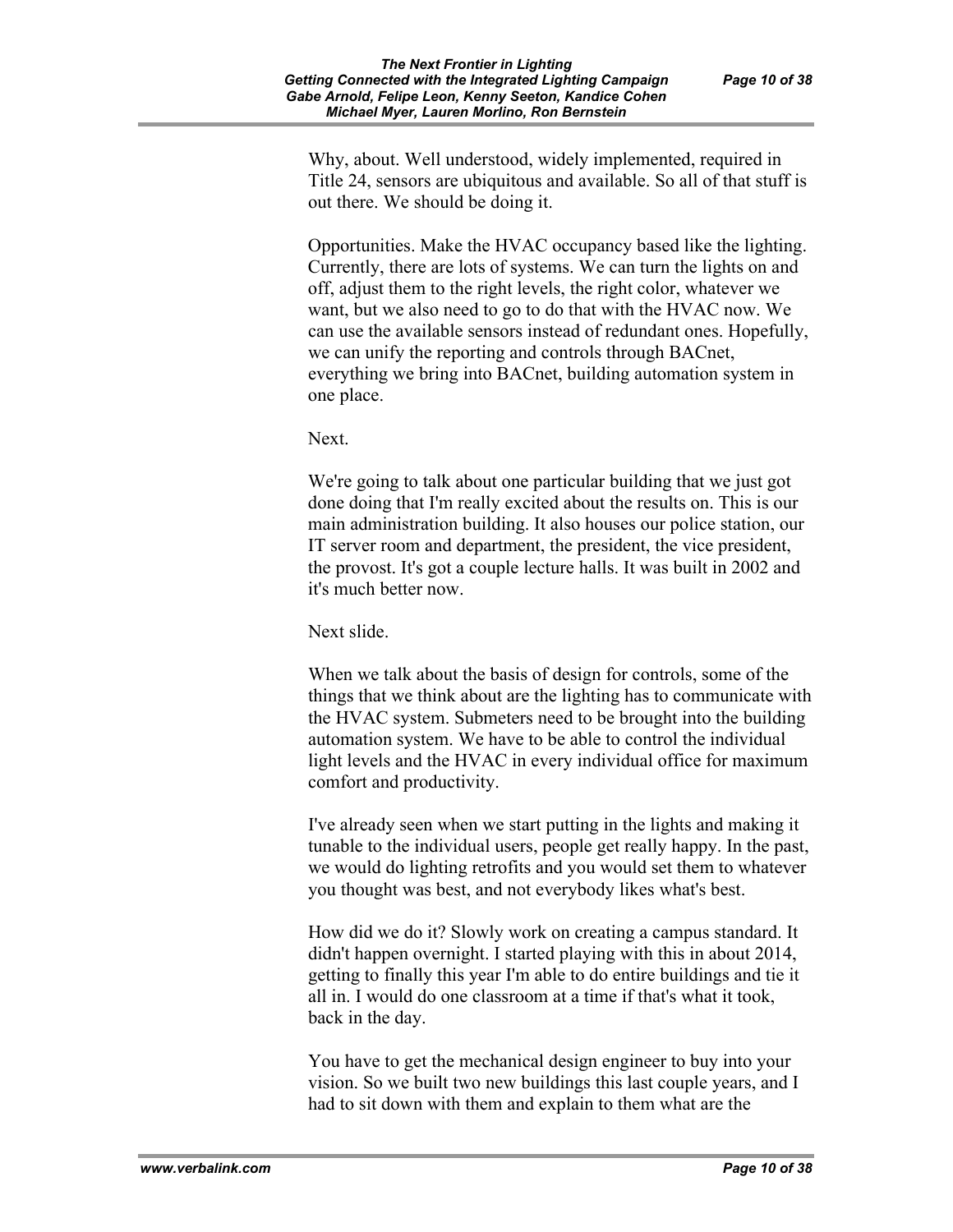Why, about. Well understood, widely implemented, required in Title 24, sensors are ubiquitous and available. So all of that stuff is out there. We should be doing it.

Opportunities. Make the HVAC occupancy based like the lighting. Currently, there are lots of systems. We can turn the lights on and off, adjust them to the right levels, the right color, whatever we want, but we also need to go to do that with the HVAC now. We can use the available sensors instead of redundant ones. Hopefully, we can unify the reporting and controls through BACnet, everything we bring into BACnet, building automation system in one place.

Next.

We're going to talk about one particular building that we just got done doing that I'm really excited about the results on. This is our main administration building. It also houses our police station, our IT server room and department, the president, the vice president, the provost. It's got a couple lecture halls. It was built in 2002 and it's much better now.

Next slide.

When we talk about the basis of design for controls, some of the things that we think about are the lighting has to communicate with the HVAC system. Submeters need to be brought into the building automation system. We have to be able to control the individual light levels and the HVAC in every individual office for maximum comfort and productivity.

I've already seen when we start putting in the lights and making it tunable to the individual users, people get really happy. In the past, we would do lighting retrofits and you would set them to whatever you thought was best, and not everybody likes what's best.

How did we do it? Slowly work on creating a campus standard. It didn't happen overnight. I started playing with this in about 2014, getting to finally this year I'm able to do entire buildings and tie it all in. I would do one classroom at a time if that's what it took, back in the day.

You have to get the mechanical design engineer to buy into your vision. So we built two new buildings this last couple years, and I had to sit down with them and explain to them what are the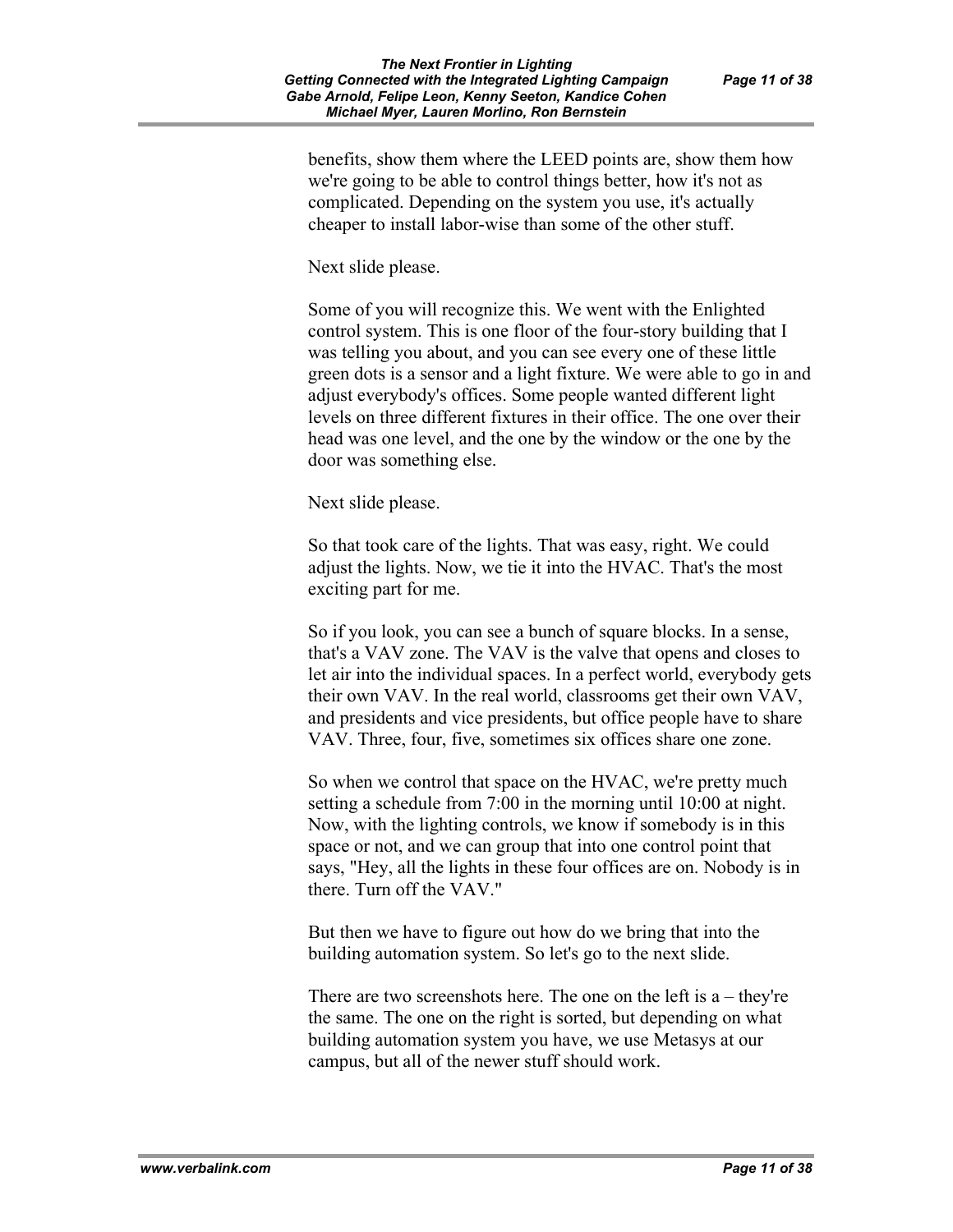benefits, show them where the LEED points are, show them how we're going to be able to control things better, how it's not as complicated. Depending on the system you use, it's actually cheaper to install labor-wise than some of the other stuff.

Next slide please.

Some of you will recognize this. We went with the Enlighted control system. This is one floor of the four-story building that I was telling you about, and you can see every one of these little green dots is a sensor and a light fixture. We were able to go in and adjust everybody's offices. Some people wanted different light levels on three different fixtures in their office. The one over their head was one level, and the one by the window or the one by the door was something else.

Next slide please.

So that took care of the lights. That was easy, right. We could adjust the lights. Now, we tie it into the HVAC. That's the most exciting part for me.

So if you look, you can see a bunch of square blocks. In a sense, that's a VAV zone. The VAV is the valve that opens and closes to let air into the individual spaces. In a perfect world, everybody gets their own VAV. In the real world, classrooms get their own VAV, and presidents and vice presidents, but office people have to share VAV. Three, four, five, sometimes six offices share one zone.

So when we control that space on the HVAC, we're pretty much setting a schedule from 7:00 in the morning until 10:00 at night. Now, with the lighting controls, we know if somebody is in this space or not, and we can group that into one control point that says, "Hey, all the lights in these four offices are on. Nobody is in there. Turn off the VAV."

But then we have to figure out how do we bring that into the building automation system. So let's go to the next slide.

There are two screenshots here. The one on the left is a – they're the same. The one on the right is sorted, but depending on what building automation system you have, we use Metasys at our campus, but all of the newer stuff should work.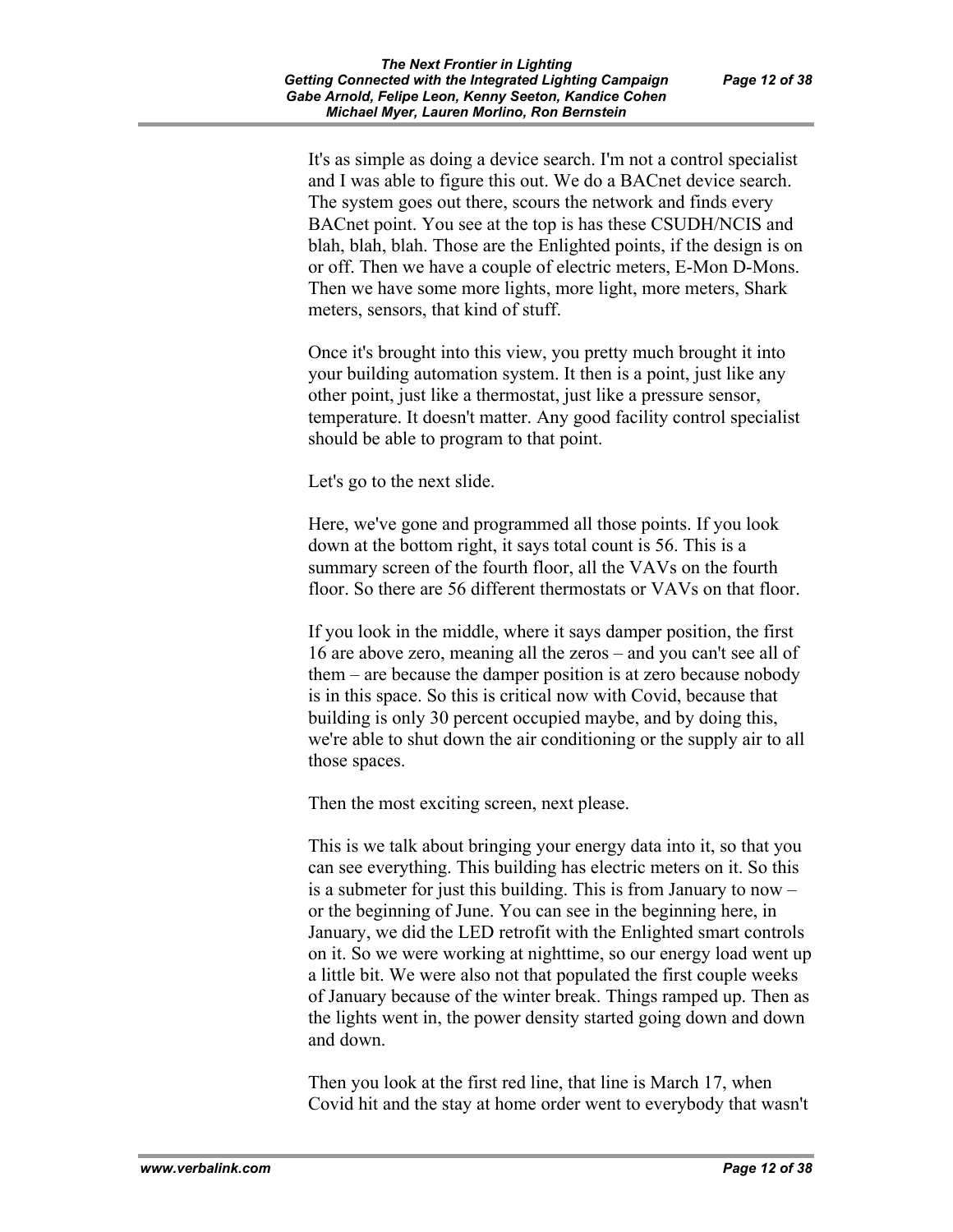It's as simple as doing a device search. I'm not a control specialist and I was able to figure this out. We do a BACnet device search. The system goes out there, scours the network and finds every BACnet point. You see at the top is has these CSUDH/NCIS and blah, blah, blah. Those are the Enlighted points, if the design is on or off. Then we have a couple of electric meters, E-Mon D-Mons. Then we have some more lights, more light, more meters, Shark meters, sensors, that kind of stuff.

Once it's brought into this view, you pretty much brought it into your building automation system. It then is a point, just like any other point, just like a thermostat, just like a pressure sensor, temperature. It doesn't matter. Any good facility control specialist should be able to program to that point.

Let's go to the next slide.

Here, we've gone and programmed all those points. If you look down at the bottom right, it says total count is 56. This is a summary screen of the fourth floor, all the VAVs on the fourth floor. So there are 56 different thermostats or VAVs on that floor.

If you look in the middle, where it says damper position, the first 16 are above zero, meaning all the zeros – and you can't see all of them – are because the damper position is at zero because nobody is in this space. So this is critical now with Covid, because that building is only 30 percent occupied maybe, and by doing this, we're able to shut down the air conditioning or the supply air to all those spaces.

Then the most exciting screen, next please.

This is we talk about bringing your energy data into it, so that you can see everything. This building has electric meters on it. So this is a submeter for just this building. This is from January to now – or the beginning of June. You can see in the beginning here, in January, we did the LED retrofit with the Enlighted smart controls on it. So we were working at nighttime, so our energy load went up a little bit. We were also not that populated the first couple weeks of January because of the winter break. Things ramped up. Then as the lights went in, the power density started going down and down and down.

Then you look at the first red line, that line is March 17, when Covid hit and the stay at home order went to everybody that wasn't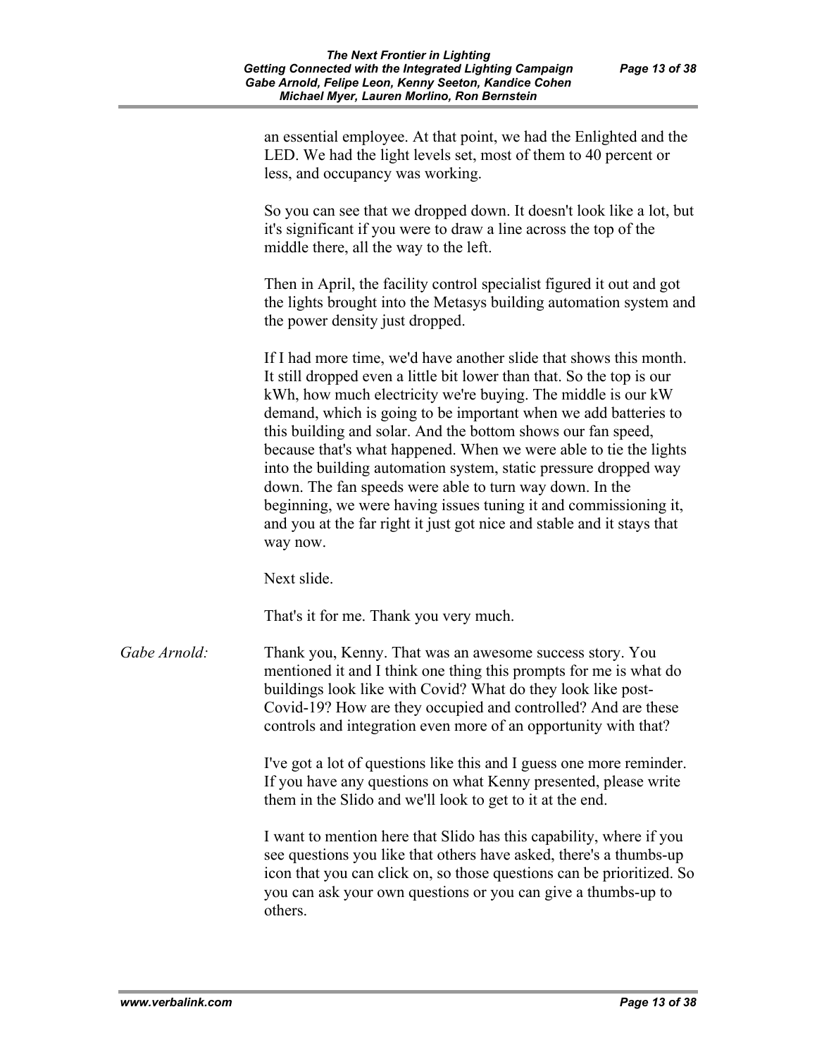an essential employee. At that point, we had the Enlighted and the LED. We had the light levels set, most of them to 40 percent or less, and occupancy was working.

So you can see that we dropped down. It doesn't look like a lot, but it's significant if you were to draw a line across the top of the middle there, all the way to the left.

Then in April, the facility control specialist figured it out and got the lights brought into the Metasys building automation system and the power density just dropped.

If I had more time, we'd have another slide that shows this month. It still dropped even a little bit lower than that. So the top is our kWh, how much electricity we're buying. The middle is our kW demand, which is going to be important when we add batteries to this building and solar. And the bottom shows our fan speed, because that's what happened. When we were able to tie the lights into the building automation system, static pressure dropped way down. The fan speeds were able to turn way down. In the beginning, we were having issues tuning it and commissioning it, and you at the far right it just got nice and stable and it stays that way now.

Next slide.

That's it for me. Thank you very much.

*Gabe Arnold:* Thank you, Kenny. That was an awesome success story. You mentioned it and I think one thing this prompts for me is what do buildings look like with Covid? What do they look like post-Covid-19? How are they occupied and controlled? And are these controls and integration even more of an opportunity with that?

I've got a lot of questions like this and I guess one more reminder. If you have any questions on what Kenny presented, please write them in the Slido and we'll look to get to it at the end.

I want to mention here that Slido has this capability, where if you see questions you like that others have asked, there's a thumbs-up icon that you can click on, so those questions can be prioritized. So you can ask your own questions or you can give a thumbs-up to others.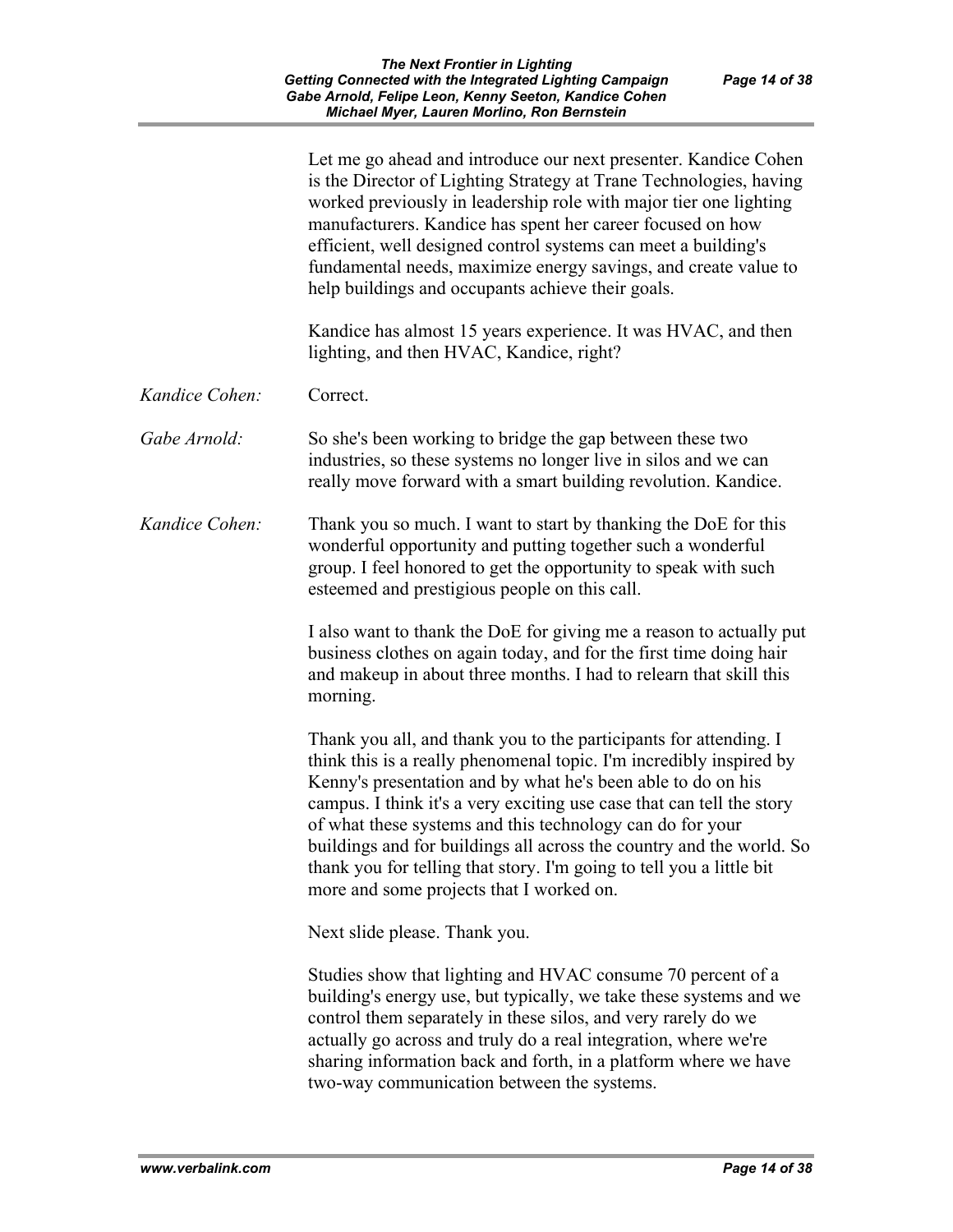Let me go ahead and introduce our next presenter. Kandice Cohen is the Director of Lighting Strategy at Trane Technologies, having worked previously in leadership role with major tier one lighting manufacturers. Kandice has spent her career focused on how efficient, well designed control systems can meet a building's fundamental needs, maximize energy savings, and create value to help buildings and occupants achieve their goals.

Kandice has almost 15 years experience. It was HVAC, and then lighting, and then HVAC, Kandice, right?

*Kandice Cohen:* Correct.

*Gabe Arnold:* So she's been working to bridge the gap between these two industries, so these systems no longer live in silos and we can really move forward with a smart building revolution. Kandice.

*Kandice Cohen:* Thank you so much. I want to start by thanking the DoE for this wonderful opportunity and putting together such a wonderful group. I feel honored to get the opportunity to speak with such esteemed and prestigious people on this call.

I also want to thank the DoE for giving me a reason to actually put business clothes on again today, and for the first time doing hair and makeup in about three months. I had to relearn that skill this morning.

Thank you all, and thank you to the participants for attending. I think this is a really phenomenal topic. I'm incredibly inspired by Kenny's presentation and by what he's been able to do on his campus. I think it's a very exciting use case that can tell the story of what these systems and this technology can do for your buildings and for buildings all across the country and the world. So thank you for telling that story. I'm going to tell you a little bit more and some projects that I worked on.

Next slide please. Thank you.

Studies show that lighting and HVAC consume 70 percent of a building's energy use, but typically, we take these systems and we control them separately in these silos, and very rarely do we actually go across and truly do a real integration, where we're sharing information back and forth, in a platform where we have two-way communication between the systems.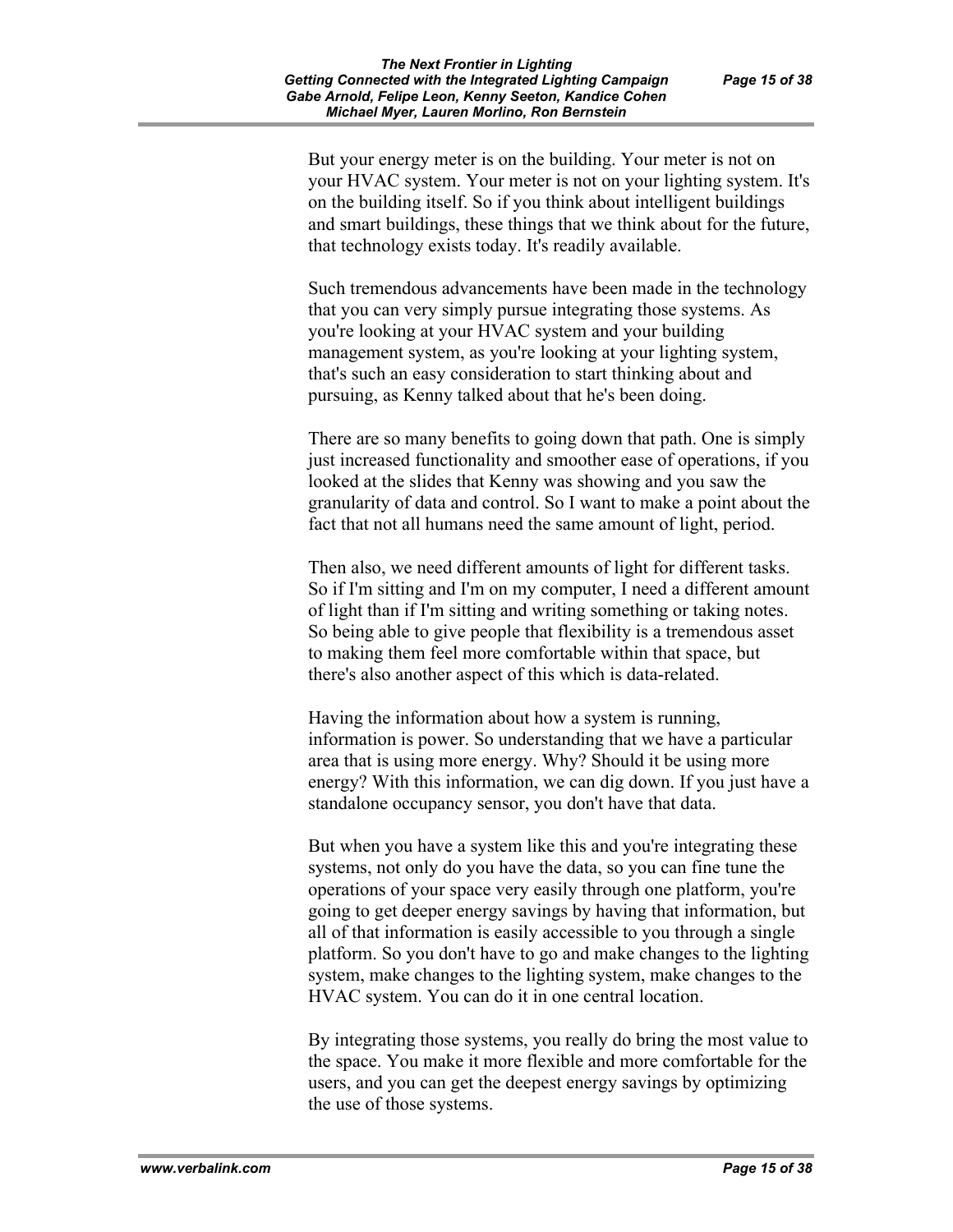But your energy meter is on the building. Your meter is not on your HVAC system. Your meter is not on your lighting system. It's on the building itself. So if you think about intelligent buildings and smart buildings, these things that we think about for the future, that technology exists today. It's readily available.

Such tremendous advancements have been made in the technology that you can very simply pursue integrating those systems. As you're looking at your HVAC system and your building management system, as you're looking at your lighting system, that's such an easy consideration to start thinking about and pursuing, as Kenny talked about that he's been doing.

There are so many benefits to going down that path. One is simply just increased functionality and smoother ease of operations, if you looked at the slides that Kenny was showing and you saw the granularity of data and control. So I want to make a point about the fact that not all humans need the same amount of light, period.

Then also, we need different amounts of light for different tasks. So if I'm sitting and I'm on my computer, I need a different amount of light than if I'm sitting and writing something or taking notes. So being able to give people that flexibility is a tremendous asset to making them feel more comfortable within that space, but there's also another aspect of this which is data-related.

Having the information about how a system is running, information is power. So understanding that we have a particular area that is using more energy. Why? Should it be using more energy? With this information, we can dig down. If you just have a standalone occupancy sensor, you don't have that data.

But when you have a system like this and you're integrating these systems, not only do you have the data, so you can fine tune the operations of your space very easily through one platform, you're going to get deeper energy savings by having that information, but all of that information is easily accessible to you through a single platform. So you don't have to go and make changes to the lighting system, make changes to the lighting system, make changes to the HVAC system. You can do it in one central location.

By integrating those systems, you really do bring the most value to the space. You make it more flexible and more comfortable for the users, and you can get the deepest energy savings by optimizing the use of those systems.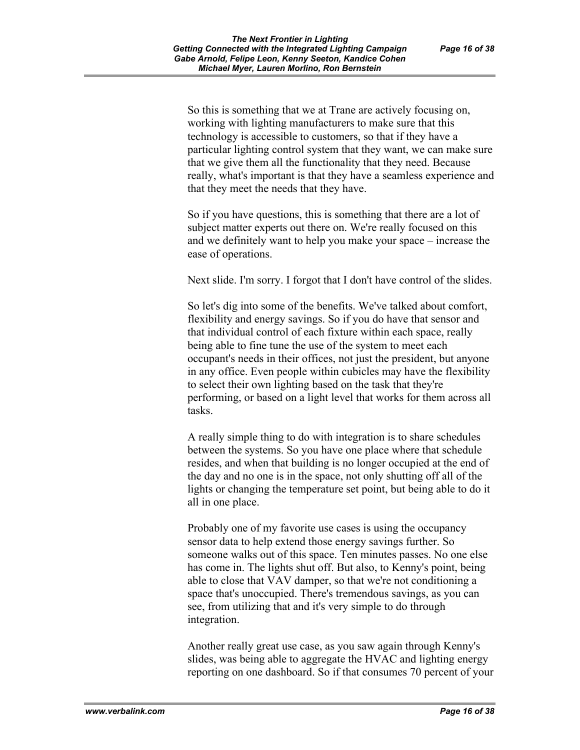So this is something that we at Trane are actively focusing on, working with lighting manufacturers to make sure that this technology is accessible to customers, so that if they have a particular lighting control system that they want, we can make sure that we give them all the functionality that they need. Because really, what's important is that they have a seamless experience and that they meet the needs that they have.

So if you have questions, this is something that there are a lot of subject matter experts out there on. We're really focused on this and we definitely want to help you make your space – increase the ease of operations.

Next slide. I'm sorry. I forgot that I don't have control of the slides.

So let's dig into some of the benefits. We've talked about comfort, flexibility and energy savings. So if you do have that sensor and that individual control of each fixture within each space, really being able to fine tune the use of the system to meet each occupant's needs in their offices, not just the president, but anyone in any office. Even people within cubicles may have the flexibility to select their own lighting based on the task that they're performing, or based on a light level that works for them across all tasks.

A really simple thing to do with integration is to share schedules between the systems. So you have one place where that schedule resides, and when that building is no longer occupied at the end of the day and no one is in the space, not only shutting off all of the lights or changing the temperature set point, but being able to do it all in one place.

Probably one of my favorite use cases is using the occupancy sensor data to help extend those energy savings further. So someone walks out of this space. Ten minutes passes. No one else has come in. The lights shut off. But also, to Kenny's point, being able to close that VAV damper, so that we're not conditioning a space that's unoccupied. There's tremendous savings, as you can see, from utilizing that and it's very simple to do through integration.

Another really great use case, as you saw again through Kenny's slides, was being able to aggregate the HVAC and lighting energy reporting on one dashboard. So if that consumes 70 percent of your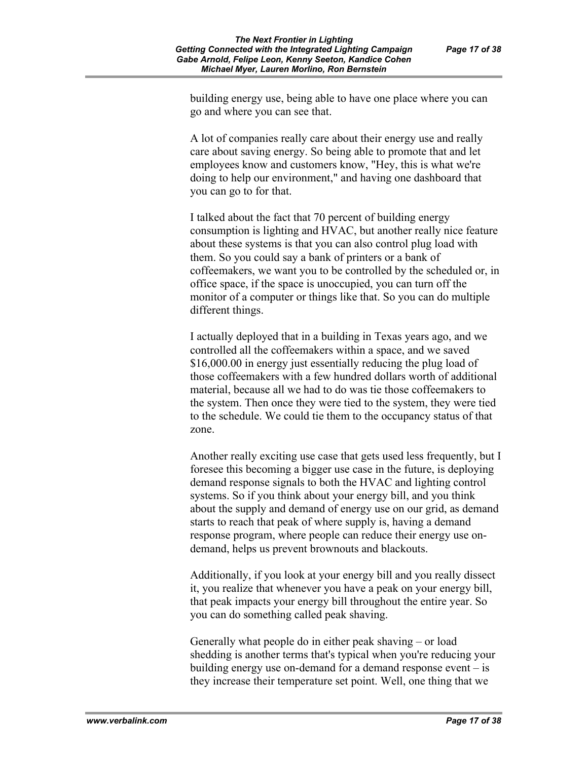building energy use, being able to have one place where you can go and where you can see that.

A lot of companies really care about their energy use and really care about saving energy. So being able to promote that and let employees know and customers know, "Hey, this is what we're doing to help our environment," and having one dashboard that you can go to for that.

I talked about the fact that 70 percent of building energy consumption is lighting and HVAC, but another really nice feature about these systems is that you can also control plug load with them. So you could say a bank of printers or a bank of coffeemakers, we want you to be controlled by the scheduled or, in office space, if the space is unoccupied, you can turn off the monitor of a computer or things like that. So you can do multiple different things.

I actually deployed that in a building in Texas years ago, and we controlled all the coffeemakers within a space, and we saved $16,000.00 in energy just essentially reducing the plug load of those coffeemakers with a few hundred dollars worth of additional material, because all we had to do was tie those coffeemakers to the system. Then once they were tied to the system, they were tied to the schedule. We could tie them to the occupancy status of that zone.

Another really exciting use case that gets used less frequently, but I foresee this becoming a bigger use case in the future, is deploying demand response signals to both the HVAC and lighting control systems. So if you think about your energy bill, and you think about the supply and demand of energy use on our grid, as demand starts to reach that peak of where supply is, having a demand response program, where people can reduce their energy use on-demand, helps us prevent brownouts and blackouts.

Additionally, if you look at your energy bill and you really dissect it, you realize that whenever you have a peak on your energy bill, that peak impacts your energy bill throughout the entire year. So you can do something called peak shaving.

Generally what people do in either peak shaving – or load shedding is another terms that's typical when you're reducing your building energy use on-demand for a demand response event – is they increase their temperature set point. Well, one thing that we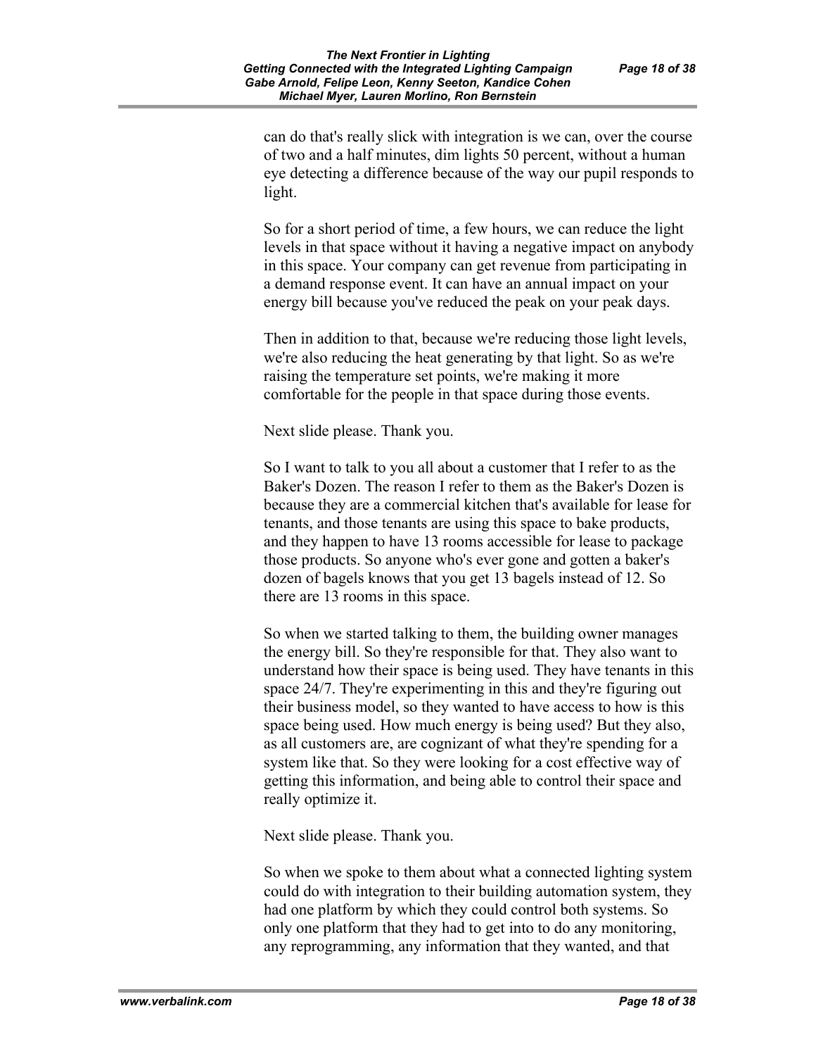can do that's really slick with integration is we can, over the course of two and a half minutes, dim lights 50 percent, without a human eye detecting a difference because of the way our pupil responds to light.

So for a short period of time, a few hours, we can reduce the light levels in that space without it having a negative impact on anybody in this space. Your company can get revenue from participating in a demand response event. It can have an annual impact on your energy bill because you've reduced the peak on your peak days.

Then in addition to that, because we're reducing those light levels, we're also reducing the heat generating by that light. So as we're raising the temperature set points, we're making it more comfortable for the people in that space during those events.

Next slide please. Thank you.

So I want to talk to you all about a customer that I refer to as the Baker's Dozen. The reason I refer to them as the Baker's Dozen is because they are a commercial kitchen that's available for lease for tenants, and those tenants are using this space to bake products, and they happen to have 13 rooms accessible for lease to package those products. So anyone who's ever gone and gotten a baker's dozen of bagels knows that you get 13 bagels instead of 12. So there are 13 rooms in this space.

So when we started talking to them, the building owner manages the energy bill. So they're responsible for that. They also want to understand how their space is being used. They have tenants in this space 24/7. They're experimenting in this and they're figuring out their business model, so they wanted to have access to how is this space being used. How much energy is being used? But they also, as all customers are, are cognizant of what they're spending for a system like that. So they were looking for a cost effective way of getting this information, and being able to control their space and really optimize it.

Next slide please. Thank you.

So when we spoke to them about what a connected lighting system could do with integration to their building automation system, they had one platform by which they could control both systems. So only one platform that they had to get into to do any monitoring, any reprogramming, any information that they wanted, and that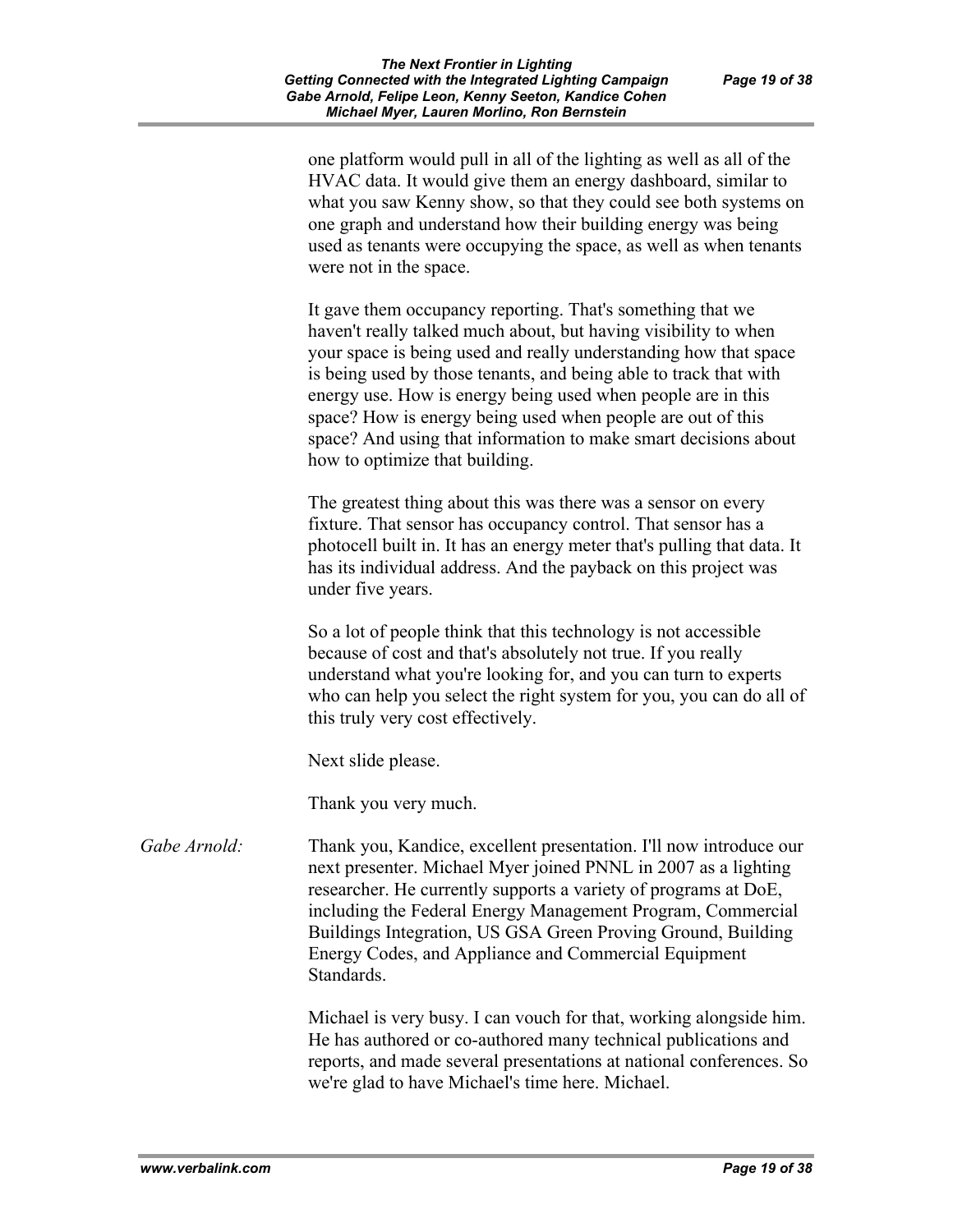one platform would pull in all of the lighting as well as all of the HVAC data. It would give them an energy dashboard, similar to what you saw Kenny show, so that they could see both systems on one graph and understand how their building energy was being used as tenants were occupying the space, as well as when tenants were not in the space.

It gave them occupancy reporting. That's something that we haven't really talked much about, but having visibility to when your space is being used and really understanding how that space is being used by those tenants, and being able to track that with energy use. How is energy being used when people are in this space? How is energy being used when people are out of this space? And using that information to make smart decisions about how to optimize that building.

The greatest thing about this was there was a sensor on every fixture. That sensor has occupancy control. That sensor has a photocell built in. It has an energy meter that's pulling that data. It has its individual address. And the payback on this project was under five years.

So a lot of people think that this technology is not accessible because of cost and that's absolutely not true. If you really understand what you're looking for, and you can turn to experts who can help you select the right system for you, you can do all of this truly very cost effectively.

Next slide please.

Thank you very much.

*Gabe Arnold:* Thank you, Kandice, excellent presentation. I'll now introduce our next presenter. Michael Myer joined PNNL in 2007 as a lighting researcher. He currently supports a variety of programs at DoE, including the Federal Energy Management Program, Commercial Buildings Integration, US GSA Green Proving Ground, Building Energy Codes, and Appliance and Commercial Equipment Standards.

Michael is very busy. I can vouch for that, working alongside him. He has authored or co-authored many technical publications and reports, and made several presentations at national conferences. So we're glad to have Michael's time here. Michael.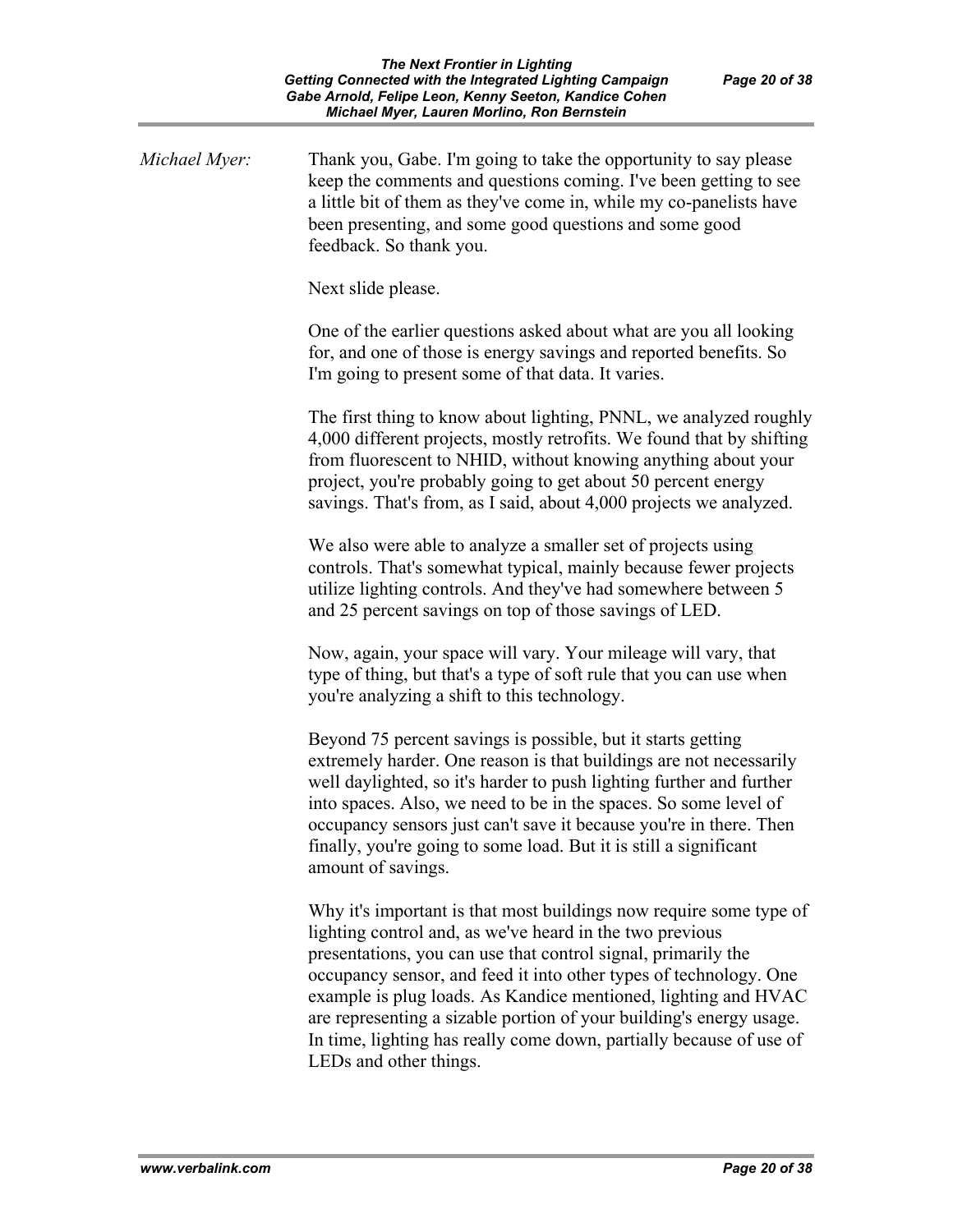*Michael Myer:* Thank you, Gabe. I'm going to take the opportunity to say please keep the comments and questions coming. I've been getting to see a little bit of them as they've come in, while my co-panelists have been presenting, and some good questions and some good feedback. So thank you.

Next slide please.

One of the earlier questions asked about what are you all looking for, and one of those is energy savings and reported benefits. So I'm going to present some of that data. It varies.

The first thing to know about lighting, PNNL, we analyzed roughly 4,000 different projects, mostly retrofits. We found that by shifting from fluorescent to NHID, without knowing anything about your project, you're probably going to get about 50 percent energy savings. That's from, as I said, about 4,000 projects we analyzed.

We also were able to analyze a smaller set of projects using controls. That's somewhat typical, mainly because fewer projects utilize lighting controls. And they've had somewhere between 5 and 25 percent savings on top of those savings of LED.

Now, again, your space will vary. Your mileage will vary, that type of thing, but that's a type of soft rule that you can use when you're analyzing a shift to this technology.

Beyond 75 percent savings is possible, but it starts getting extremely harder. One reason is that buildings are not necessarily well daylighted, so it's harder to push lighting further and further into spaces. Also, we need to be in the spaces. So some level of occupancy sensors just can't save it because you're in there. Then finally, you're going to some load. But it is still a significant amount of savings.

Why it's important is that most buildings now require some type of lighting control and, as we've heard in the two previous presentations, you can use that control signal, primarily the occupancy sensor, and feed it into other types of technology. One example is plug loads. As Kandice mentioned, lighting and HVAC are representing a sizable portion of your building's energy usage. In time, lighting has really come down, partially because of use of LEDs and other things.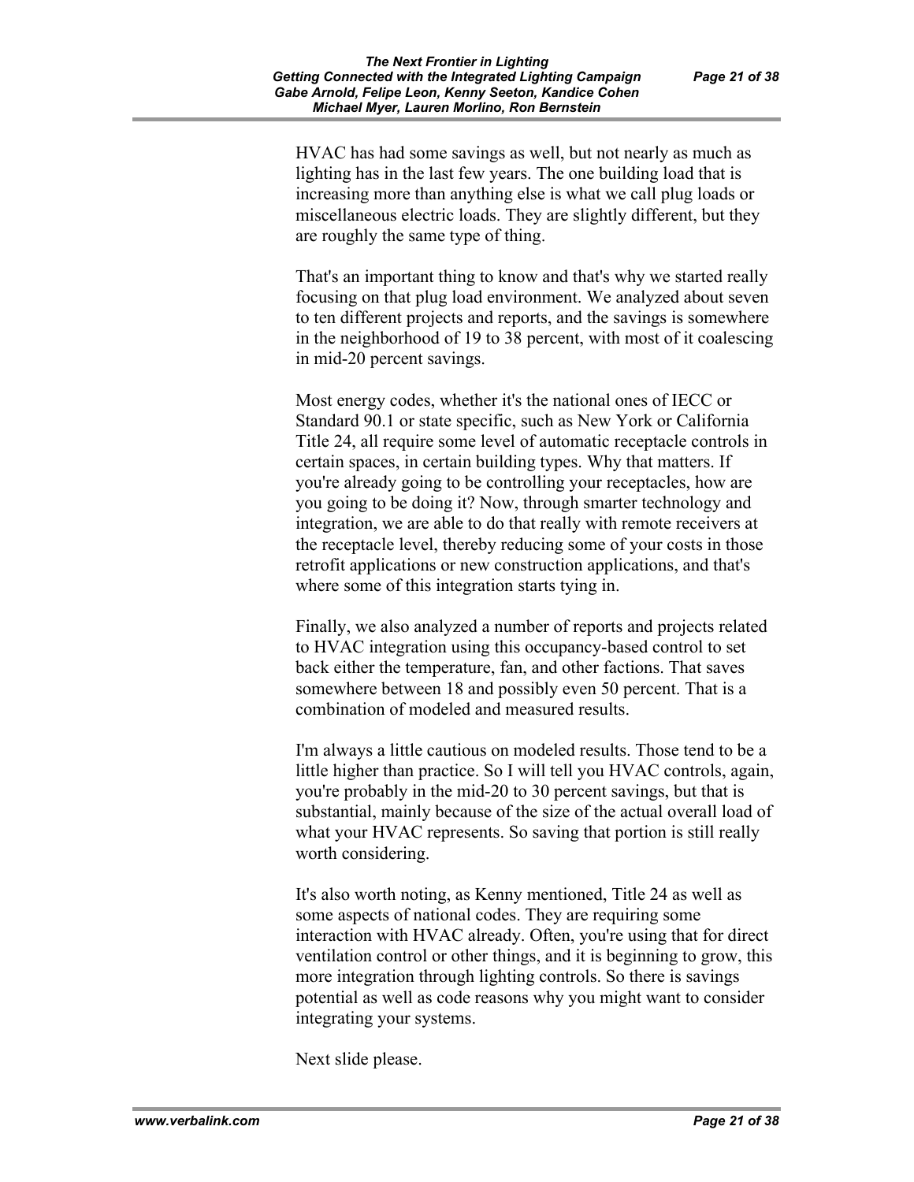HVAC has had some savings as well, but not nearly as much as lighting has in the last few years. The one building load that is increasing more than anything else is what we call plug loads or miscellaneous electric loads. They are slightly different, but they are roughly the same type of thing.

That's an important thing to know and that's why we started really focusing on that plug load environment. We analyzed about seven to ten different projects and reports, and the savings is somewhere in the neighborhood of 19 to 38 percent, with most of it coalescing in mid-20 percent savings.

Most energy codes, whether it's the national ones of IECC or Standard 90.1 or state specific, such as New York or California Title 24, all require some level of automatic receptacle controls in certain spaces, in certain building types. Why that matters. If you're already going to be controlling your receptacles, how are you going to be doing it? Now, through smarter technology and integration, we are able to do that really with remote receivers at the receptacle level, thereby reducing some of your costs in those retrofit applications or new construction applications, and that's where some of this integration starts tying in.

Finally, we also analyzed a number of reports and projects related to HVAC integration using this occupancy-based control to set back either the temperature, fan, and other factions. That saves somewhere between 18 and possibly even 50 percent. That is a combination of modeled and measured results.

I'm always a little cautious on modeled results. Those tend to be a little higher than practice. So I will tell you HVAC controls, again, you're probably in the mid-20 to 30 percent savings, but that is substantial, mainly because of the size of the actual overall load of what your HVAC represents. So saving that portion is still really worth considering.

It's also worth noting, as Kenny mentioned, Title 24 as well as some aspects of national codes. They are requiring some interaction with HVAC already. Often, you're using that for direct ventilation control or other things, and it is beginning to grow, this more integration through lighting controls. So there is savings potential as well as code reasons why you might want to consider integrating your systems.

Next slide please.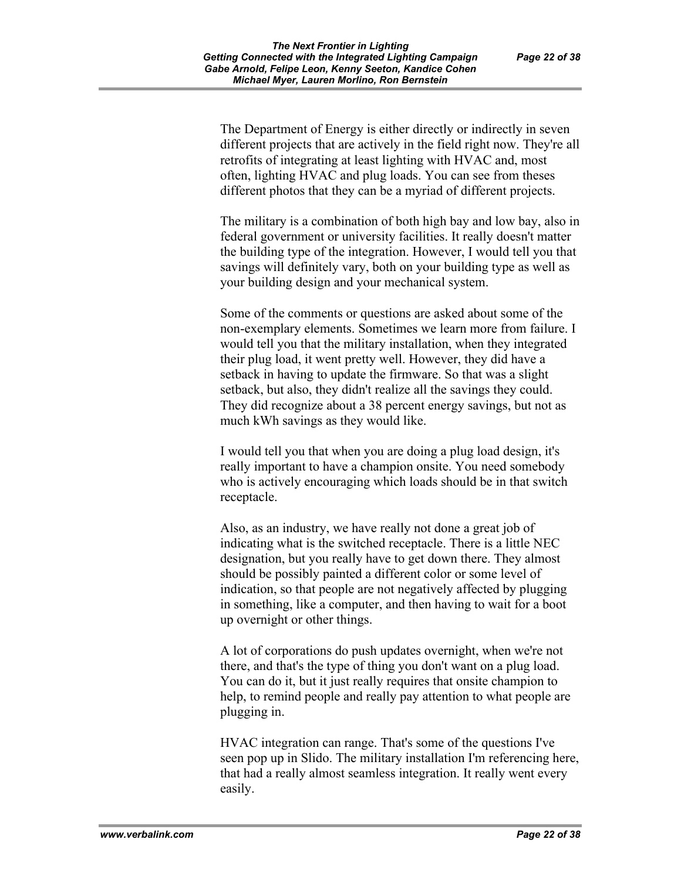The Department of Energy is either directly or indirectly in seven different projects that are actively in the field right now. They're all retrofits of integrating at least lighting with HVAC and, most often, lighting HVAC and plug loads. You can see from theses different photos that they can be a myriad of different projects.

The military is a combination of both high bay and low bay, also in federal government or university facilities. It really doesn't matter the building type of the integration. However, I would tell you that savings will definitely vary, both on your building type as well as your building design and your mechanical system.

Some of the comments or questions are asked about some of the non-exemplary elements. Sometimes we learn more from failure. I would tell you that the military installation, when they integrated their plug load, it went pretty well. However, they did have a setback in having to update the firmware. So that was a slight setback, but also, they didn't realize all the savings they could. They did recognize about a 38 percent energy savings, but not as much kWh savings as they would like.

I would tell you that when you are doing a plug load design, it's really important to have a champion onsite. You need somebody who is actively encouraging which loads should be in that switch receptacle.

Also, as an industry, we have really not done a great job of indicating what is the switched receptacle. There is a little NEC designation, but you really have to get down there. They almost should be possibly painted a different color or some level of indication, so that people are not negatively affected by plugging in something, like a computer, and then having to wait for a boot up overnight or other things.

A lot of corporations do push updates overnight, when we're not there, and that's the type of thing you don't want on a plug load. You can do it, but it just really requires that onsite champion to help, to remind people and really pay attention to what people are plugging in.

HVAC integration can range. That's some of the questions I've seen pop up in Slido. The military installation I'm referencing here, that had a really almost seamless integration. It really went every easily.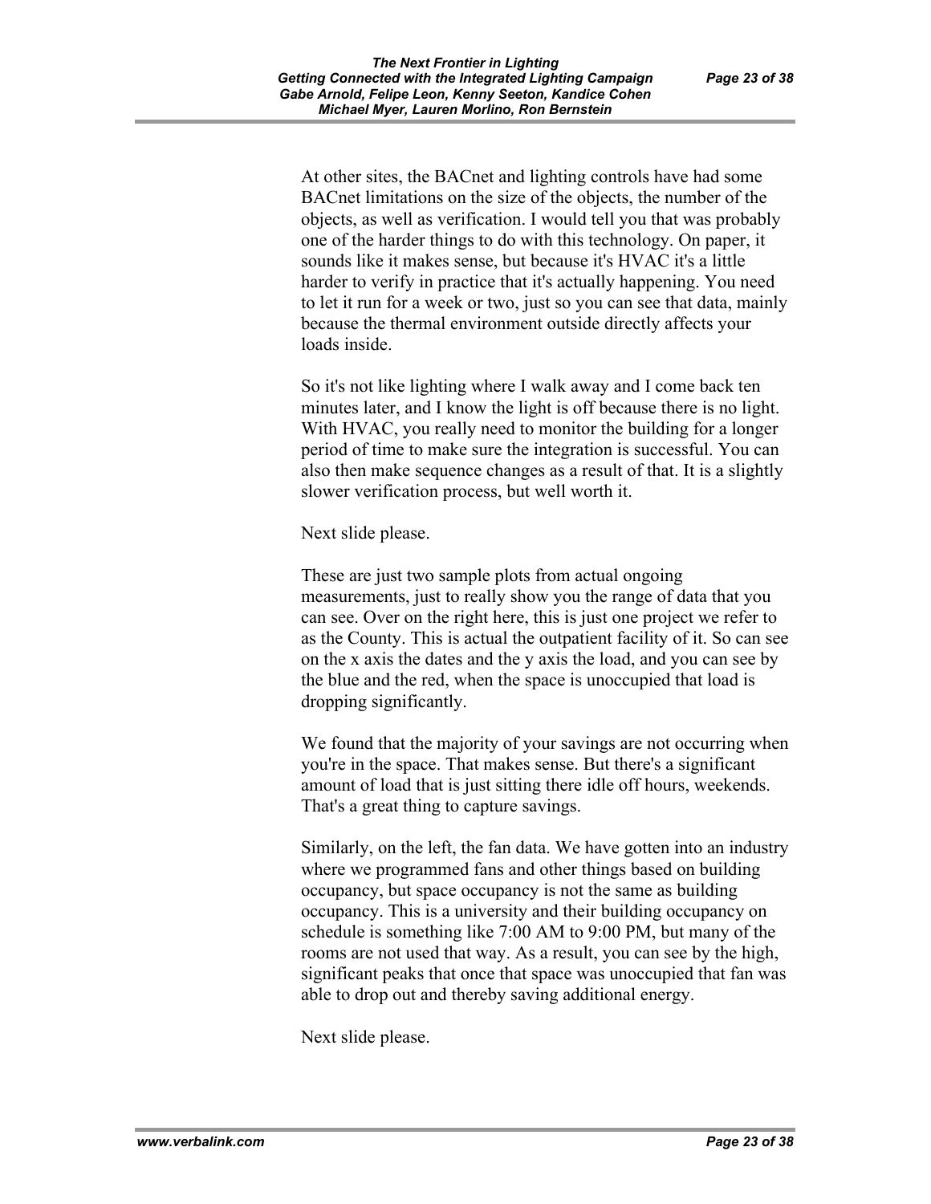At other sites, the BACnet and lighting controls have had some BACnet limitations on the size of the objects, the number of the objects, as well as verification. I would tell you that was probably one of the harder things to do with this technology. On paper, it sounds like it makes sense, but because it's HVAC it's a little harder to verify in practice that it's actually happening. You need to let it run for a week or two, just so you can see that data, mainly because the thermal environment outside directly affects your loads inside.

So it's not like lighting where I walk away and I come back ten minutes later, and I know the light is off because there is no light. With HVAC, you really need to monitor the building for a longer period of time to make sure the integration is successful. You can also then make sequence changes as a result of that. It is a slightly slower verification process, but well worth it.

Next slide please.

These are just two sample plots from actual ongoing measurements, just to really show you the range of data that you can see. Over on the right here, this is just one project we refer to as the County. This is actual the outpatient facility of it. So can see on the x axis the dates and the y axis the load, and you can see by the blue and the red, when the space is unoccupied that load is dropping significantly.

We found that the majority of your savings are not occurring when you're in the space. That makes sense. But there's a significant amount of load that is just sitting there idle off hours, weekends. That's a great thing to capture savings.

Similarly, on the left, the fan data. We have gotten into an industry where we programmed fans and other things based on building occupancy, but space occupancy is not the same as building occupancy. This is a university and their building occupancy on schedule is something like 7:00 AM to 9:00 PM, but many of the rooms are not used that way. As a result, you can see by the high, significant peaks that once that space was unoccupied that fan was able to drop out and thereby saving additional energy.

Next slide please.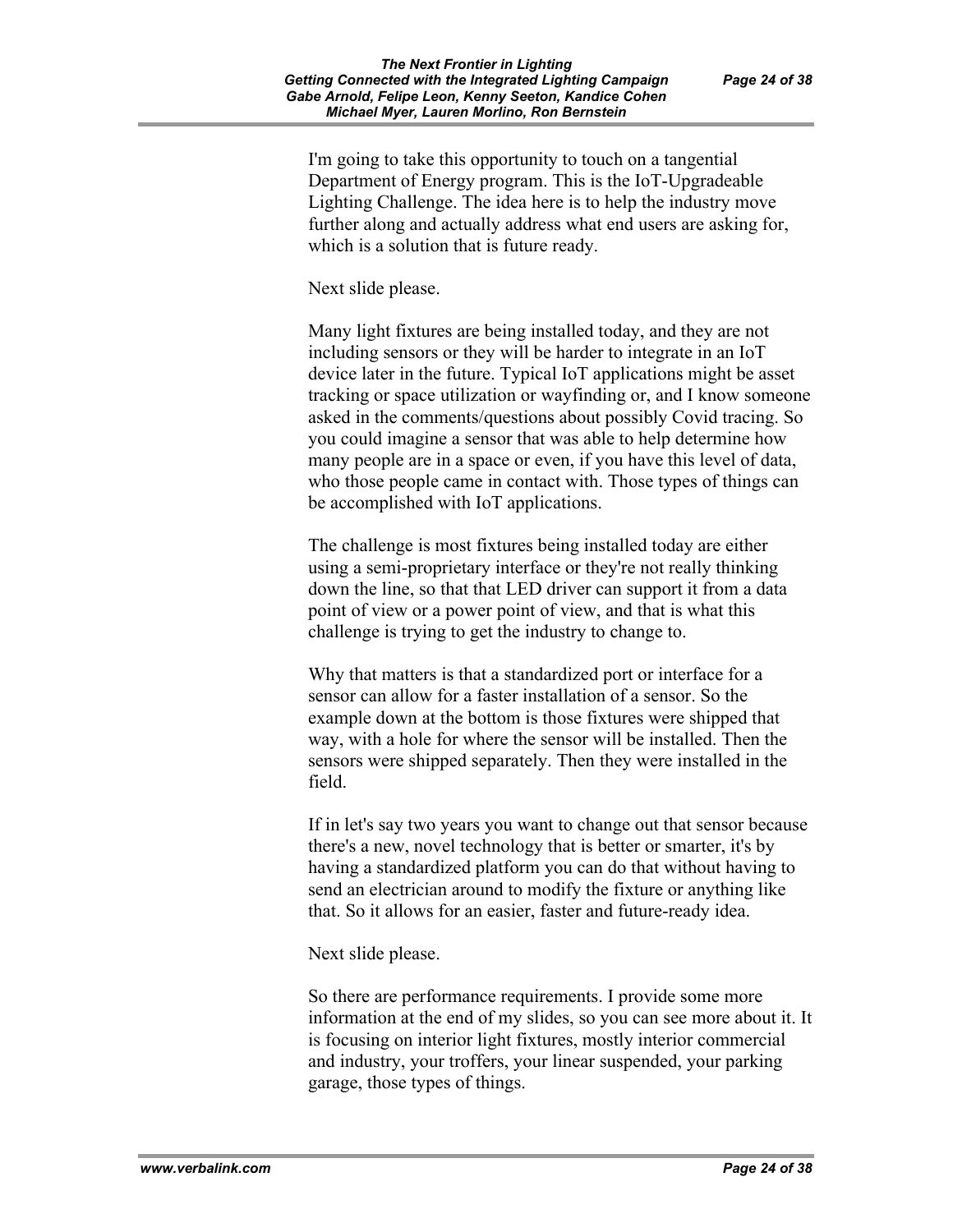I'm going to take this opportunity to touch on a tangential Department of Energy program. This is the IoT-Upgradeable Lighting Challenge. The idea here is to help the industry move further along and actually address what end users are asking for, which is a solution that is future ready.

Next slide please.

Many light fixtures are being installed today, and they are not including sensors or they will be harder to integrate in an IoT device later in the future. Typical IoT applications might be asset tracking or space utilization or wayfinding or, and I know someone asked in the comments/questions about possibly Covid tracing. So you could imagine a sensor that was able to help determine how many people are in a space or even, if you have this level of data, who those people came in contact with. Those types of things can be accomplished with IoT applications.

The challenge is most fixtures being installed today are either using a semi-proprietary interface or they're not really thinking down the line, so that that LED driver can support it from a data point of view or a power point of view, and that is what this challenge is trying to get the industry to change to.

Why that matters is that a standardized port or interface for a sensor can allow for a faster installation of a sensor. So the example down at the bottom is those fixtures were shipped that way, with a hole for where the sensor will be installed. Then the sensors were shipped separately. Then they were installed in the field.

If in let's say two years you want to change out that sensor because there's a new, novel technology that is better or smarter, it's by having a standardized platform you can do that without having to send an electrician around to modify the fixture or anything like that. So it allows for an easier, faster and future-ready idea.

Next slide please.

So there are performance requirements. I provide some more information at the end of my slides, so you can see more about it. It is focusing on interior light fixtures, mostly interior commercial and industry, your troffers, your linear suspended, your parking garage, those types of things.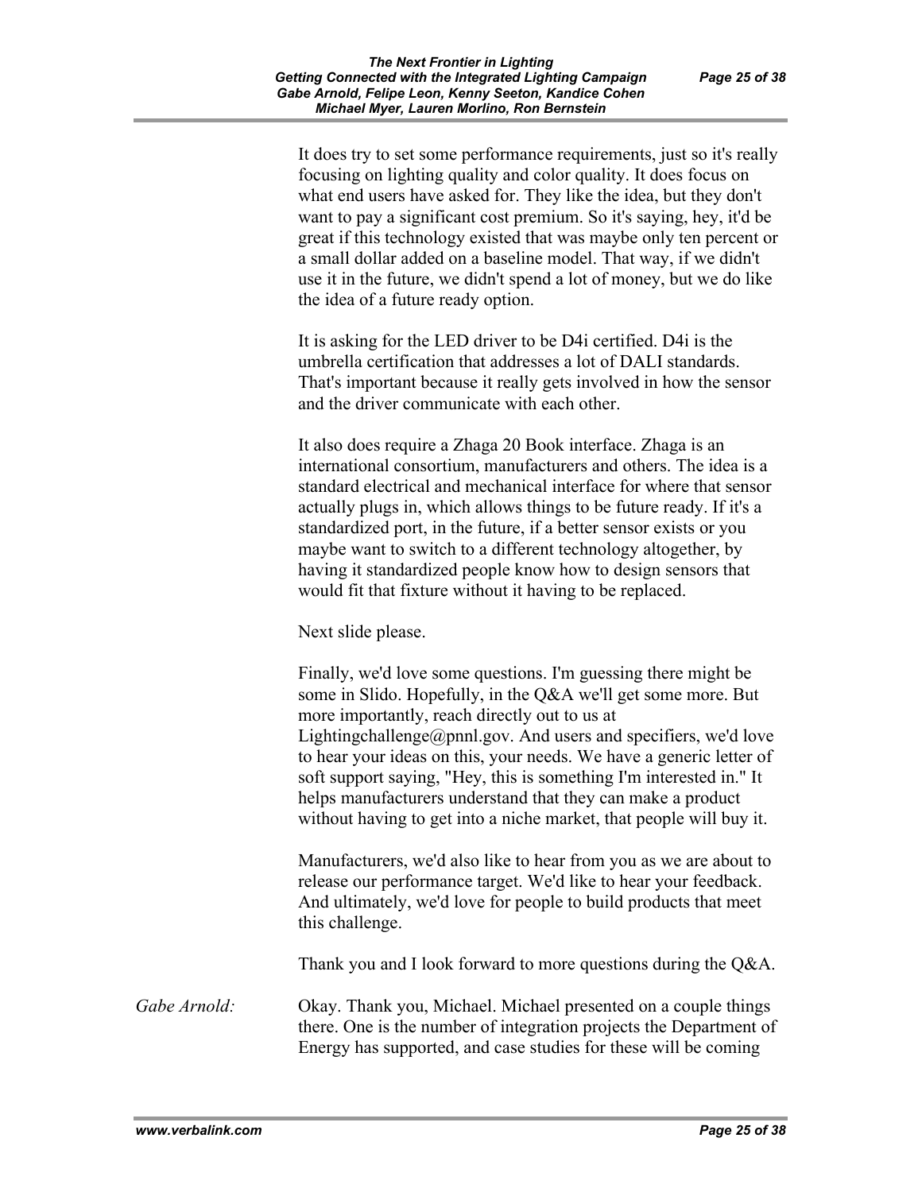It does try to set some performance requirements, just so it's really focusing on lighting quality and color quality. It does focus on what end users have asked for. They like the idea, but they don't want to pay a significant cost premium. So it's saying, hey, it'd be great if this technology existed that was maybe only ten percent or a small dollar added on a baseline model. That way, if we didn't use it in the future, we didn't spend a lot of money, but we do like the idea of a future ready option.

It is asking for the LED driver to be D4i certified. D4i is the umbrella certification that addresses a lot of DALI standards. That's important because it really gets involved in how the sensor and the driver communicate with each other.

It also does require a Zhaga 20 Book interface. Zhaga is an international consortium, manufacturers and others. The idea is a standard electrical and mechanical interface for where that sensor actually plugs in, which allows things to be future ready. If it's a standardized port, in the future, if a better sensor exists or you maybe want to switch to a different technology altogether, by having it standardized people know how to design sensors that would fit that fixture without it having to be replaced.

Next slide please.

Finally, we'd love some questions. I'm guessing there might be some in Slido. Hopefully, in the Q&A we'll get some more. But more importantly, reach directly out to us at Lightingchallenge@pnnl.gov. And users and specifiers, we'd love to hear your ideas on this, your needs. We have a generic letter of soft support saying, "Hey, this is something I'm interested in." It helps manufacturers understand that they can make a product without having to get into a niche market, that people will buy it.

Manufacturers, we'd also like to hear from you as we are about to release our performance target. We'd like to hear your feedback. And ultimately, we'd love for people to build products that meet this challenge.

Thank you and I look forward to more questions during the Q&A.

*Gabe Arnold:* Okay. Thank you, Michael. Michael presented on a couple things there. One is the number of integration projects the Department of Energy has supported, and case studies for these will be coming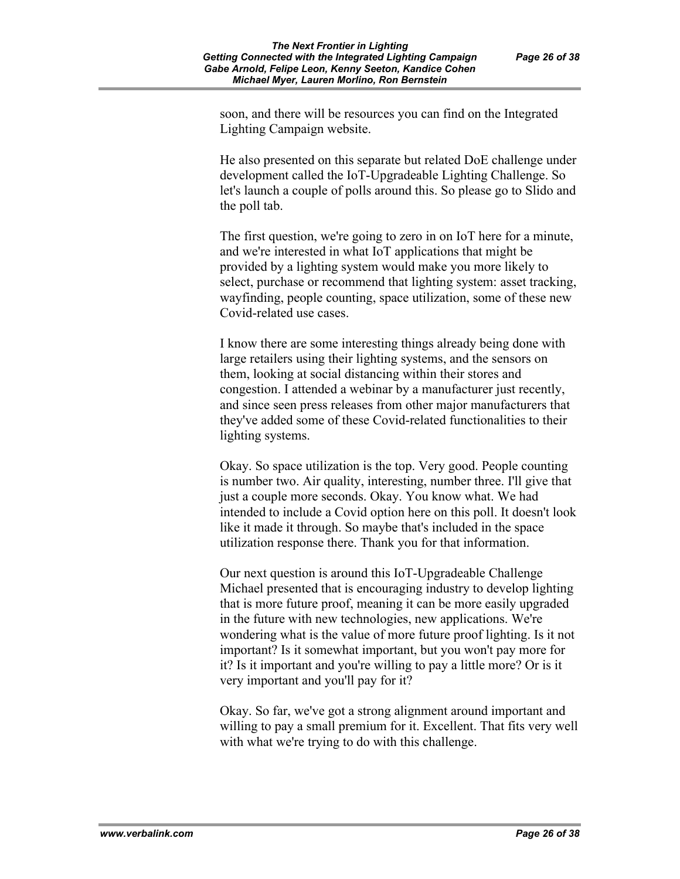soon, and there will be resources you can find on the Integrated Lighting Campaign website.

He also presented on this separate but related DoE challenge under development called the IoT-Upgradeable Lighting Challenge. So let's launch a couple of polls around this. So please go to Slido and the poll tab.

The first question, we're going to zero in on IoT here for a minute, and we're interested in what IoT applications that might be provided by a lighting system would make you more likely to select, purchase or recommend that lighting system: asset tracking, wayfinding, people counting, space utilization, some of these new Covid-related use cases.

I know there are some interesting things already being done with large retailers using their lighting systems, and the sensors on them, looking at social distancing within their stores and congestion. I attended a webinar by a manufacturer just recently, and since seen press releases from other major manufacturers that they've added some of these Covid-related functionalities to their lighting systems.

Okay. So space utilization is the top. Very good. People counting is number two. Air quality, interesting, number three. I'll give that just a couple more seconds. Okay. You know what. We had intended to include a Covid option here on this poll. It doesn't look like it made it through. So maybe that's included in the space utilization response there. Thank you for that information.

Our next question is around this IoT-Upgradeable Challenge Michael presented that is encouraging industry to develop lighting that is more future proof, meaning it can be more easily upgraded in the future with new technologies, new applications. We're wondering what is the value of more future proof lighting. Is it not important? Is it somewhat important, but you won't pay more for it? Is it important and you're willing to pay a little more? Or is it very important and you'll pay for it?

Okay. So far, we've got a strong alignment around important and willing to pay a small premium for it. Excellent. That fits very well with what we're trying to do with this challenge.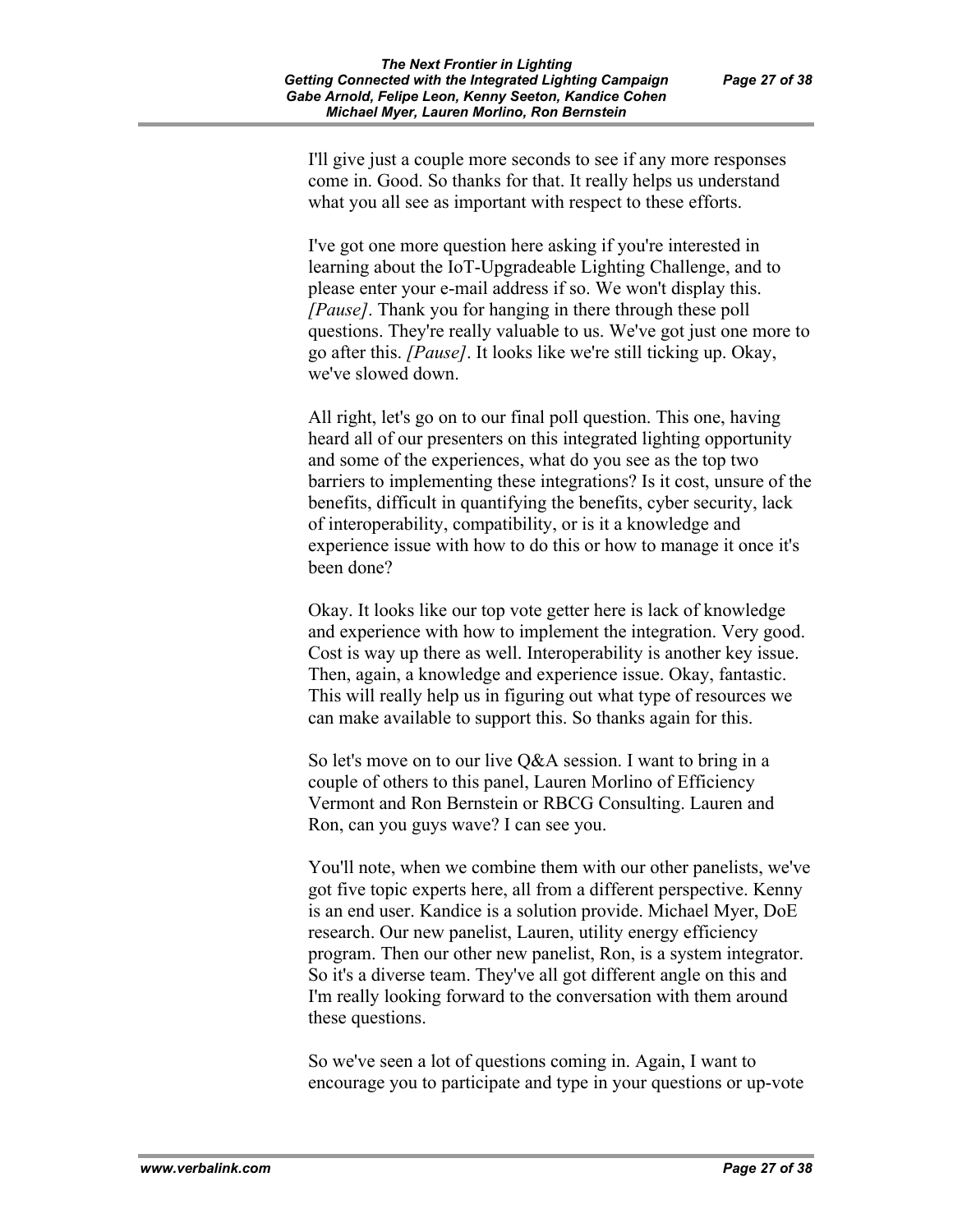I'll give just a couple more seconds to see if any more responses come in. Good. So thanks for that. It really helps us understand what you all see as important with respect to these efforts.

I've got one more question here asking if you're interested in learning about the IoT-Upgradeable Lighting Challenge, and to please enter your e-mail address if so. We won't display this. *[Pause]*. Thank you for hanging in there through these poll questions. They're really valuable to us. We've got just one more to go after this. *[Pause]*. It looks like we're still ticking up. Okay, we've slowed down.

All right, let's go on to our final poll question. This one, having heard all of our presenters on this integrated lighting opportunity and some of the experiences, what do you see as the top two barriers to implementing these integrations? Is it cost, unsure of the benefits, difficult in quantifying the benefits, cyber security, lack of interoperability, compatibility, or is it a knowledge and experience issue with how to do this or how to manage it once it's been done?

Okay. It looks like our top vote getter here is lack of knowledge and experience with how to implement the integration. Very good. Cost is way up there as well. Interoperability is another key issue. Then, again, a knowledge and experience issue. Okay, fantastic. This will really help us in figuring out what type of resources we can make available to support this. So thanks again for this.

So let's move on to our live Q&A session. I want to bring in a couple of others to this panel, Lauren Morlino of Efficiency Vermont and Ron Bernstein or RBCG Consulting. Lauren and Ron, can you guys wave? I can see you.

You'll note, when we combine them with our other panelists, we've got five topic experts here, all from a different perspective. Kenny is an end user. Kandice is a solution provide. Michael Myer, DoE research. Our new panelist, Lauren, utility energy efficiency program. Then our other new panelist, Ron, is a system integrator. So it's a diverse team. They've all got different angle on this and I'm really looking forward to the conversation with them around these questions.

So we've seen a lot of questions coming in. Again, I want to encourage you to participate and type in your questions or up-vote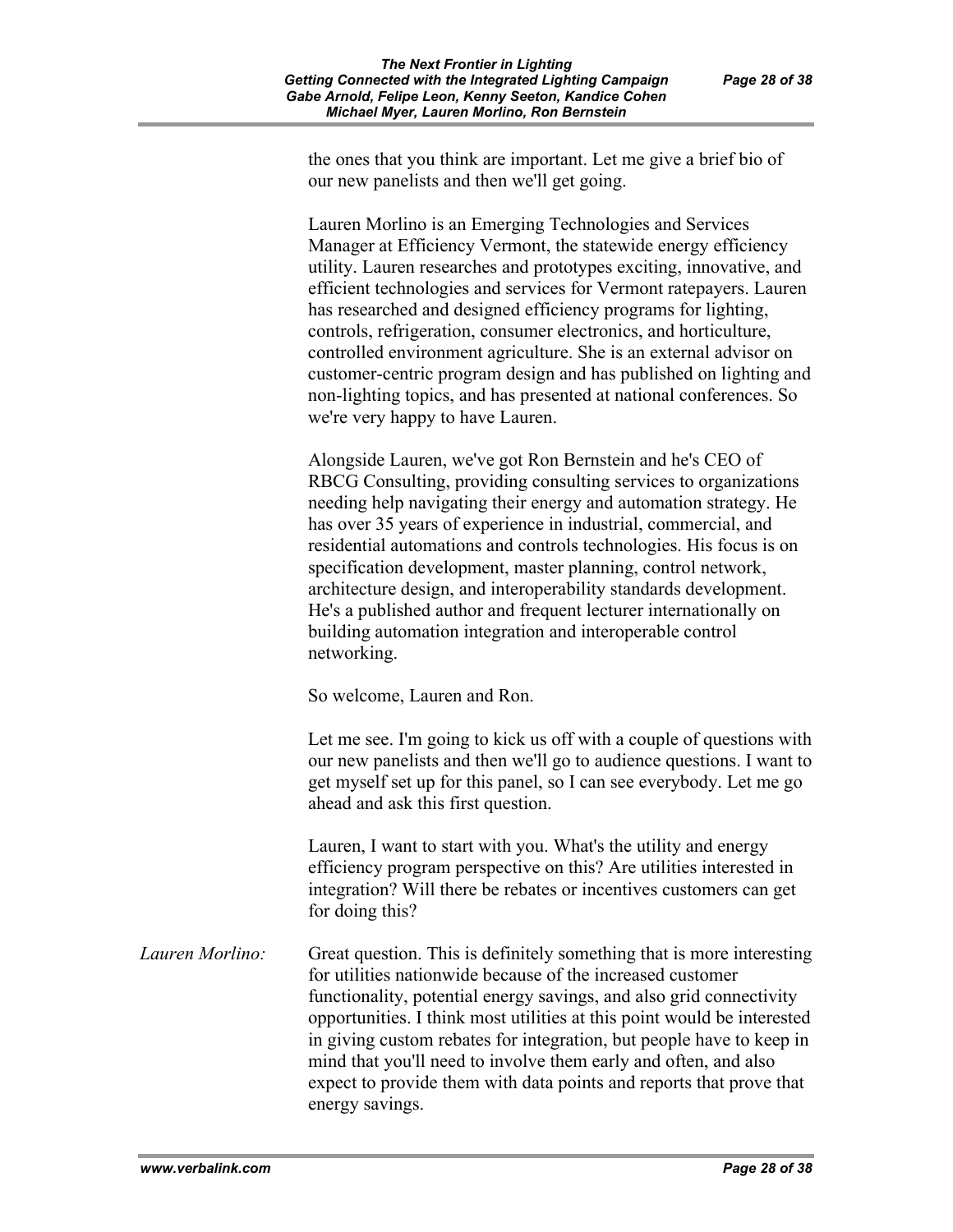the ones that you think are important. Let me give a brief bio of our new panelists and then we'll get going.

Lauren Morlino is an Emerging Technologies and Services Manager at Efficiency Vermont, the statewide energy efficiency utility. Lauren researches and prototypes exciting, innovative, and efficient technologies and services for Vermont ratepayers. Lauren has researched and designed efficiency programs for lighting, controls, refrigeration, consumer electronics, and horticulture, controlled environment agriculture. She is an external advisor on customer-centric program design and has published on lighting and non-lighting topics, and has presented at national conferences. So we're very happy to have Lauren.

Alongside Lauren, we've got Ron Bernstein and he's CEO of RBCG Consulting, providing consulting services to organizations needing help navigating their energy and automation strategy. He has over 35 years of experience in industrial, commercial, and residential automations and controls technologies. His focus is on specification development, master planning, control network, architecture design, and interoperability standards development. He's a published author and frequent lecturer internationally on building automation integration and interoperable control networking.

So welcome, Lauren and Ron.

Let me see. I'm going to kick us off with a couple of questions with our new panelists and then we'll go to audience questions. I want to get myself set up for this panel, so I can see everybody. Let me go ahead and ask this first question.

Lauren, I want to start with you. What's the utility and energy efficiency program perspective on this? Are utilities interested in integration? Will there be rebates or incentives customers can get for doing this?

*Lauren Morlino:* Great question. This is definitely something that is more interesting for utilities nationwide because of the increased customer functionality, potential energy savings, and also grid connectivity opportunities. I think most utilities at this point would be interested in giving custom rebates for integration, but people have to keep in mind that you'll need to involve them early and often, and also expect to provide them with data points and reports that prove that energy savings.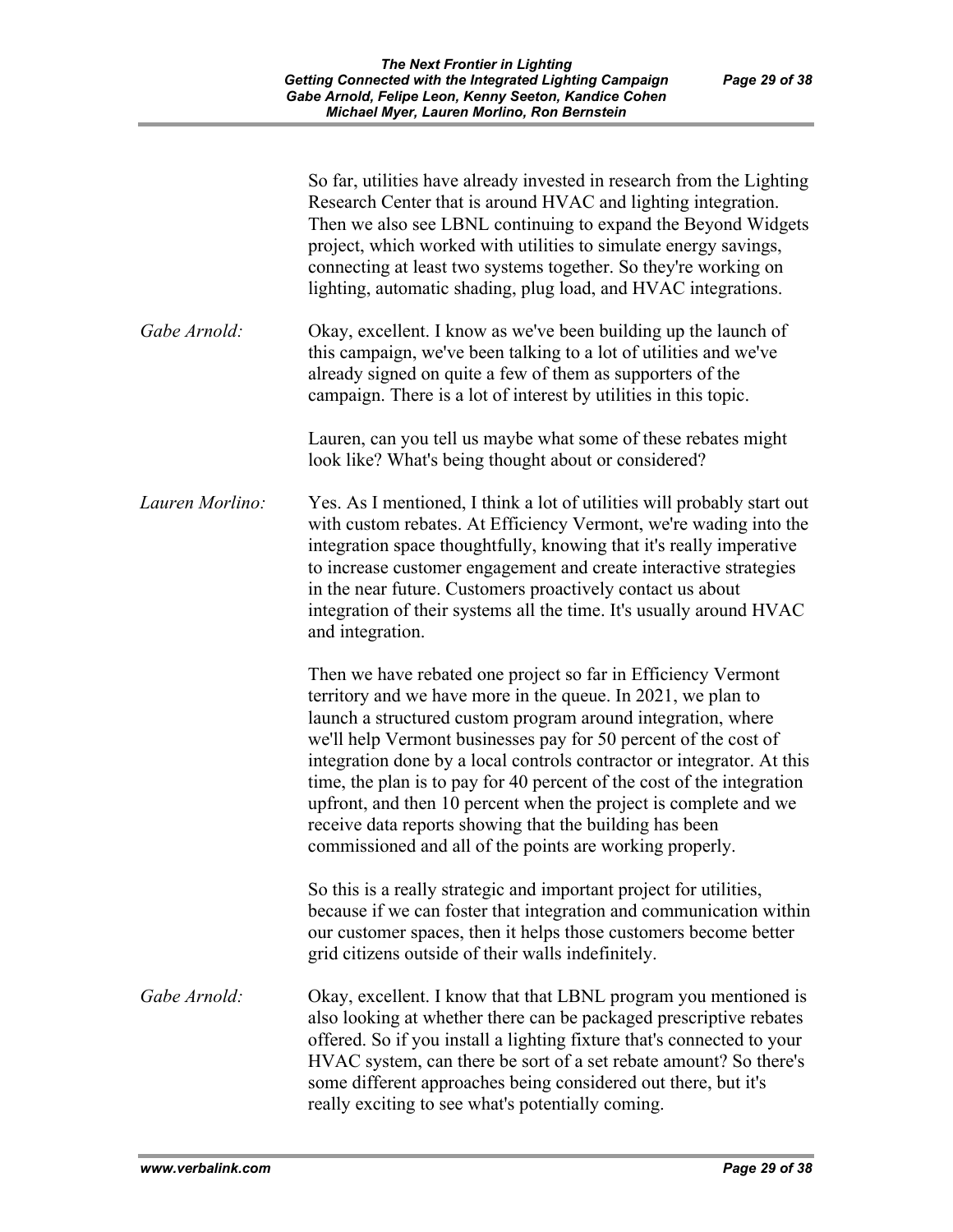So far, utilities have already invested in research from the Lighting Research Center that is around HVAC and lighting integration. Then we also see LBNL continuing to expand the Beyond Widgets project, which worked with utilities to simulate energy savings, connecting at least two systems together. So they're working on lighting, automatic shading, plug load, and HVAC integrations.

*Gabe Arnold:* Okay, excellent. I know as we've been building up the launch of this campaign, we've been talking to a lot of utilities and we've already signed on quite a few of them as supporters of the campaign. There is a lot of interest by utilities in this topic.

Lauren, can you tell us maybe what some of these rebates might look like? What's being thought about or considered?

*Lauren Morlino:* Yes. As I mentioned, I think a lot of utilities will probably start out with custom rebates. At Efficiency Vermont, we're wading into the integration space thoughtfully, knowing that it's really imperative to increase customer engagement and create interactive strategies in the near future. Customers proactively contact us about integration of their systems all the time. It's usually around HVAC and integration.

Then we have rebated one project so far in Efficiency Vermont territory and we have more in the queue. In 2021, we plan to launch a structured custom program around integration, where we'll help Vermont businesses pay for 50 percent of the cost of integration done by a local controls contractor or integrator. At this time, the plan is to pay for 40 percent of the cost of the integration upfront, and then 10 percent when the project is complete and we receive data reports showing that the building has been commissioned and all of the points are working properly.

So this is a really strategic and important project for utilities, because if we can foster that integration and communication within our customer spaces, then it helps those customers become better grid citizens outside of their walls indefinitely.

*Gabe Arnold:* Okay, excellent. I know that that LBNL program you mentioned is also looking at whether there can be packaged prescriptive rebates offered. So if you install a lighting fixture that's connected to your HVAC system, can there be sort of a set rebate amount? So there's some different approaches being considered out there, but it's really exciting to see what's potentially coming.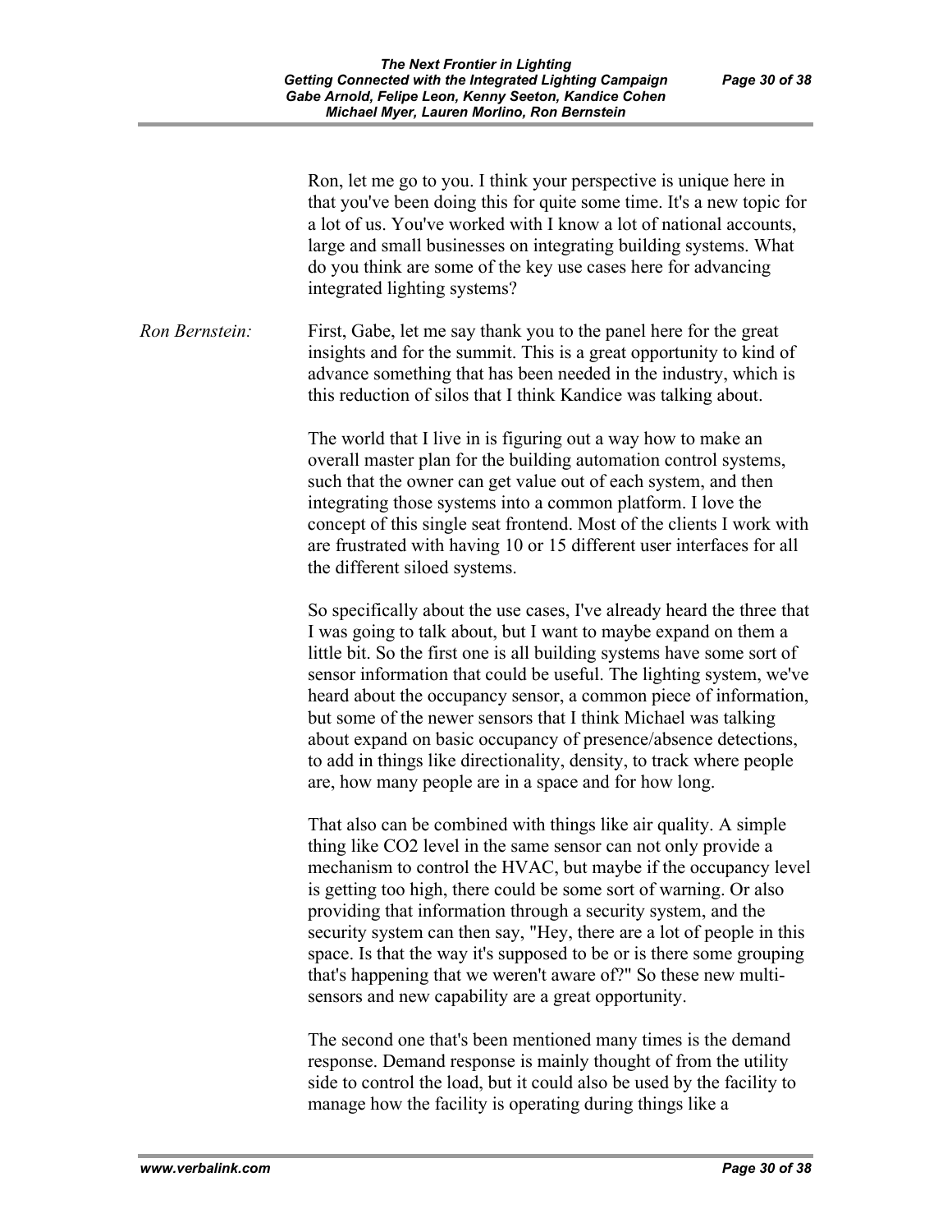Ron, let me go to you. I think your perspective is unique here in that you've been doing this for quite some time. It's a new topic for a lot of us. You've worked with I know a lot of national accounts, large and small businesses on integrating building systems. What do you think are some of the key use cases here for advancing integrated lighting systems?

*Ron Bernstein:* First, Gabe, let me say thank you to the panel here for the great insights and for the summit. This is a great opportunity to kind of advance something that has been needed in the industry, which is this reduction of silos that I think Kandice was talking about.

The world that I live in is figuring out a way how to make an overall master plan for the building automation control systems, such that the owner can get value out of each system, and then integrating those systems into a common platform. I love the concept of this single seat frontend. Most of the clients I work with are frustrated with having 10 or 15 different user interfaces for all the different siloed systems.

So specifically about the use cases, I've already heard the three that I was going to talk about, but I want to maybe expand on them a little bit. So the first one is all building systems have some sort of sensor information that could be useful. The lighting system, we've heard about the occupancy sensor, a common piece of information, but some of the newer sensors that I think Michael was talking about expand on basic occupancy of presence/absence detections, to add in things like directionality, density, to track where people are, how many people are in a space and for how long.

That also can be combined with things like air quality. A simple thing like $CO_2$ level in the same sensor can not only provide a mechanism to control the HVAC, but maybe if the occupancy level is getting too high, there could be some sort of warning. Or also providing that information through a security system, and the security system can then say, "Hey, there are a lot of people in this space. Is that the way it's supposed to be or is there some grouping that's happening that we weren't aware of?" So these new multi-sensors and new capability are a great opportunity.

The second one that's been mentioned many times is the demand response. Demand response is mainly thought of from the utility side to control the load, but it could also be used by the facility to manage how the facility is operating during things like a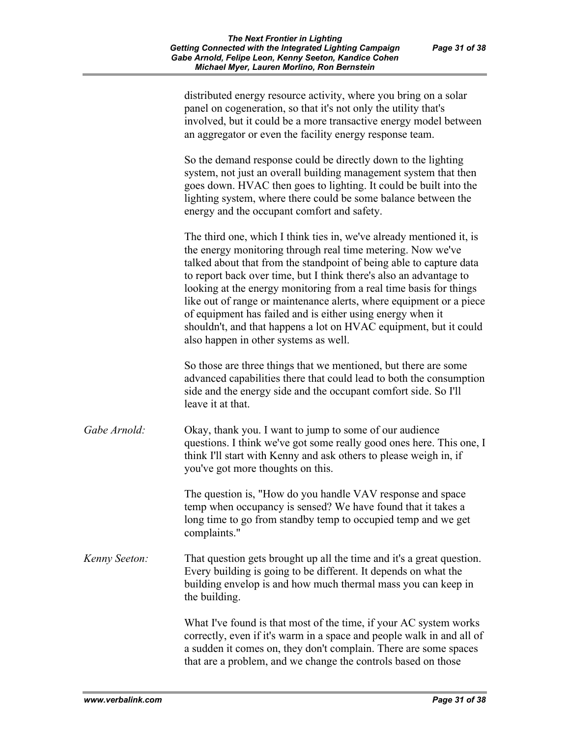distributed energy resource activity, where you bring on a solar panel on cogeneration, so that it's not only the utility that's involved, but it could be a more transactive energy model between an aggregator or even the facility energy response team.

So the demand response could be directly down to the lighting system, not just an overall building management system that then goes down. HVAC then goes to lighting. It could be built into the lighting system, where there could be some balance between the energy and the occupant comfort and safety.

The third one, which I think ties in, we've already mentioned it, is the energy monitoring through real time metering. Now we've talked about that from the standpoint of being able to capture data to report back over time, but I think there's also an advantage to looking at the energy monitoring from a real time basis for things like out of range or maintenance alerts, where equipment or a piece of equipment has failed and is either using energy when it shouldn't, and that happens a lot on HVAC equipment, but it could also happen in other systems as well.

So those are three things that we mentioned, but there are some advanced capabilities there that could lead to both the consumption side and the energy side and the occupant comfort side. So I'll leave it at that.

*Gabe Arnold:* Okay, thank you. I want to jump to some of our audience questions. I think we've got some really good ones here. This one, I think I'll start with Kenny and ask others to please weigh in, if you've got more thoughts on this.

The question is, "How do you handle VAV response and space temp when occupancy is sensed? We have found that it takes a long time to go from standby temp to occupied temp and we get complaints."

*Kenny Seeton:* That question gets brought up all the time and it's a great question. Every building is going to be different. It depends on what the building envelop is and how much thermal mass you can keep in the building.

What I've found is that most of the time, if your AC system works correctly, even if it's warm in a space and people walk in and all of a sudden it comes on, they don't complain. There are some spaces that are a problem, and we change the controls based on those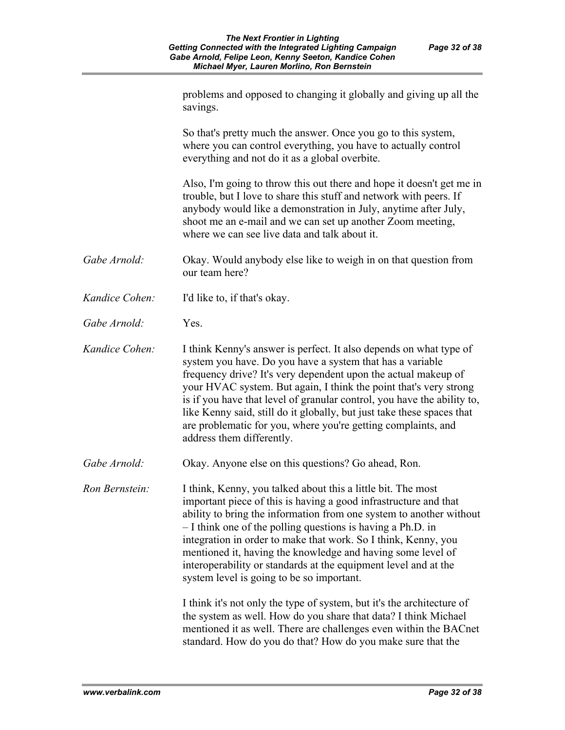problems and opposed to changing it globally and giving up all the savings.

So that's pretty much the answer. Once you go to this system, where you can control everything, you have to actually control everything and not do it as a global overbite.

Also, I'm going to throw this out there and hope it doesn't get me in trouble, but I love to share this stuff and network with peers. If anybody would like a demonstration in July, anytime after July, shoot me an e-mail and we can set up another Zoom meeting, where we can see live data and talk about it.

*Gabe Arnold:* Okay. Would anybody else like to weigh in on that question from our team here?

*Kandice Cohen:* I'd like to, if that's okay.

*Gabe Arnold:* Yes.

*Kandice Cohen:* I think Kenny's answer is perfect. It also depends on what type of system you have. Do you have a system that has a variable frequency drive? It's very dependent upon the actual makeup of your HVAC system. But again, I think the point that's very strong is if you have that level of granular control, you have the ability to, like Kenny said, still do it globally, but just take these spaces that are problematic for you, where you're getting complaints, and address them differently.

*Gabe Arnold:* Okay. Anyone else on this questions? Go ahead, Ron.

*Ron Bernstein:* I think, Kenny, you talked about this a little bit. The most important piece of this is having a good infrastructure and that ability to bring the information from one system to another without – I think one of the polling questions is having a Ph.D. in integration in order to make that work. So I think, Kenny, you mentioned it, having the knowledge and having some level of interoperability or standards at the equipment level and at the system level is going to be so important.

I think it's not only the type of system, but it's the architecture of the system as well. How do you share that data? I think Michael mentioned it as well. There are challenges even within the BACnet standard. How do you do that? How do you make sure that the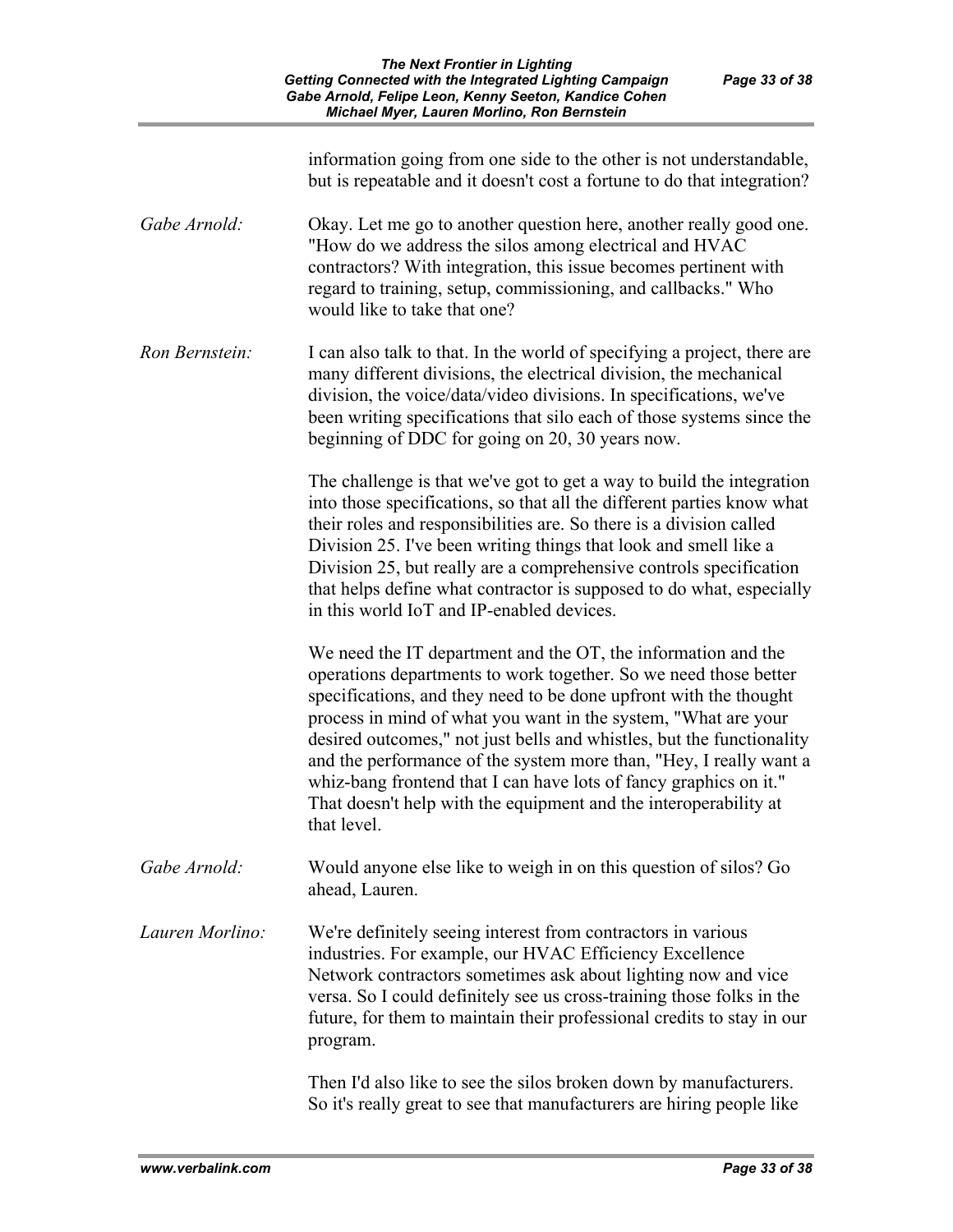information going from one side to the other is not understandable, but is repeatable and it doesn't cost a fortune to do that integration?

*Gabe Arnold:* Okay. Let me go to another question here, another really good one. "How do we address the silos among electrical and HVAC contractors? With integration, this issue becomes pertinent with regard to training, setup, commissioning, and callbacks." Who would like to take that one?

*Ron Bernstein:* I can also talk to that. In the world of specifying a project, there are many different divisions, the electrical division, the mechanical division, the voice/data/video divisions. In specifications, we've been writing specifications that silo each of those systems since the beginning of DDC for going on 20, 30 years now.

The challenge is that we've got to get a way to build the integration into those specifications, so that all the different parties know what their roles and responsibilities are. So there is a division called Division 25. I've been writing things that look and smell like a Division 25, but really are a comprehensive controls specification that helps define what contractor is supposed to do what, especially in this world IoT and IP-enabled devices.

We need the IT department and the OT, the information and the operations departments to work together. So we need those better specifications, and they need to be done upfront with the thought process in mind of what you want in the system, "What are your desired outcomes," not just bells and whistles, but the functionality and the performance of the system more than, "Hey, I really want a whiz-bang frontend that I can have lots of fancy graphics on it." That doesn't help with the equipment and the interoperability at that level.

*Gabe Arnold:* Would anyone else like to weigh in on this question of silos? Go ahead, Lauren.

*Lauren Morlino:* We're definitely seeing interest from contractors in various industries. For example, our HVAC Efficiency Excellence Network contractors sometimes ask about lighting now and vice versa. So I could definitely see us cross-training those folks in the future, for them to maintain their professional credits to stay in our program.

Then I'd also like to see the silos broken down by manufacturers. So it's really great to see that manufacturers are hiring people like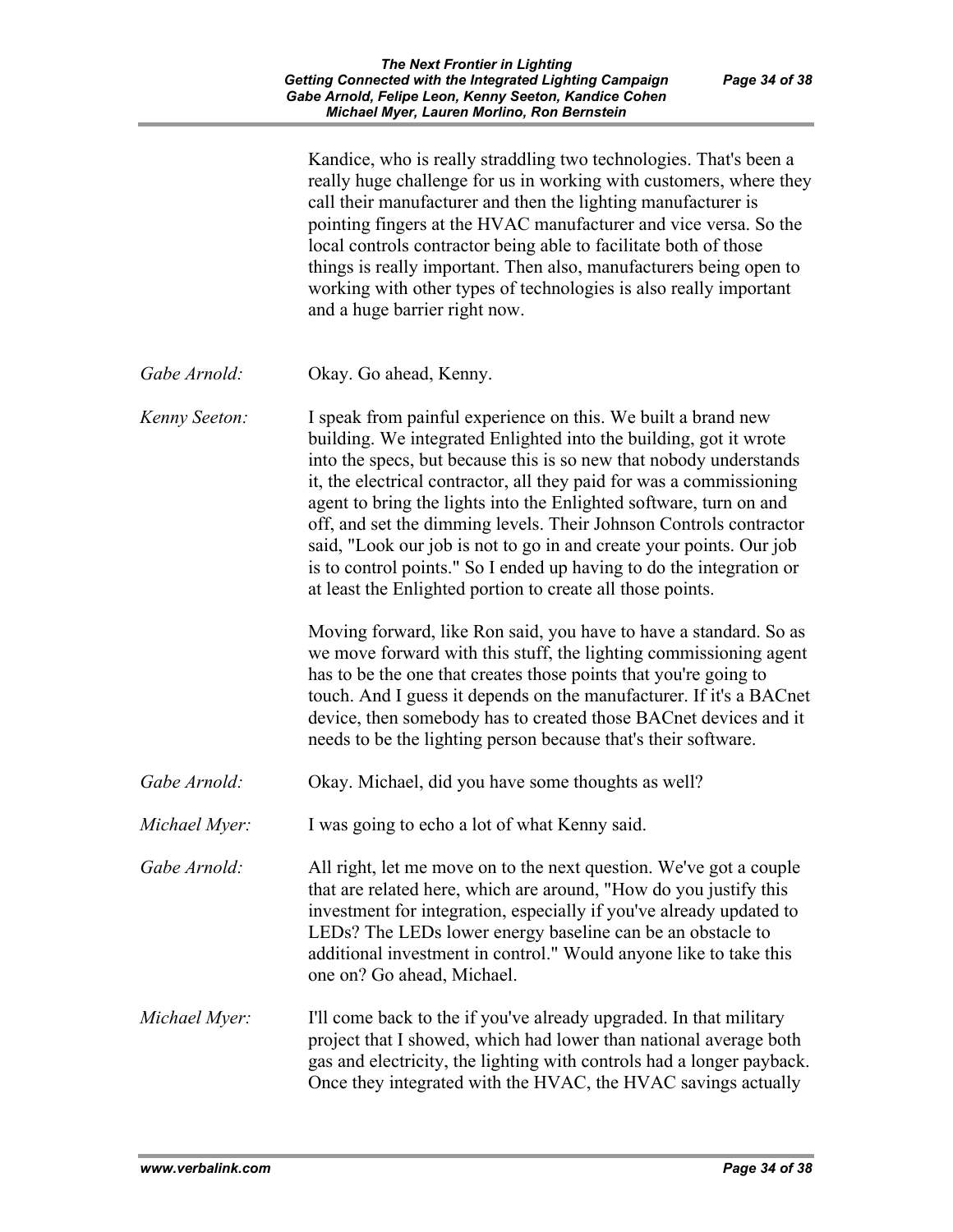Kandice, who is really straddling two technologies. That's been a really huge challenge for us in working with customers, where they call their manufacturer and then the lighting manufacturer is pointing fingers at the HVAC manufacturer and vice versa. So the local controls contractor being able to facilitate both of those things is really important. Then also, manufacturers being open to working with other types of technologies is also really important and a huge barrier right now.

*Gabe Arnold:* Okay. Go ahead, Kenny.

*Kenny Seeton:* I speak from painful experience on this. We built a brand new building. We integrated Enlighted into the building, got it wrote into the specs, but because this is so new that nobody understands it, the electrical contractor, all they paid for was a commissioning agent to bring the lights into the Enlighted software, turn on and off, and set the dimming levels. Their Johnson Controls contractor said, "Look our job is not to go in and create your points. Our job is to control points." So I ended up having to do the integration or at least the Enlighted portion to create all those points.

Moving forward, like Ron said, you have to have a standard. So as we move forward with this stuff, the lighting commissioning agent has to be the one that creates those points that you're going to touch. And I guess it depends on the manufacturer. If it's a BACnet device, then somebody has to created those BACnet devices and it needs to be the lighting person because that's their software.

*Gabe Arnold:* Okay. Michael, did you have some thoughts as well?

*Michael Myer:* I was going to echo a lot of what Kenny said.

*Gabe Arnold:* All right, let me move on to the next question. We've got a couple that are related here, which are around, "How do you justify this investment for integration, especially if you've already updated to LEDs? The LEDs lower energy baseline can be an obstacle to additional investment in control." Would anyone like to take this one on? Go ahead, Michael.

*Michael Myer:* I'll come back to the if you've already upgraded. In that military project that I showed, which had lower than national average both gas and electricity, the lighting with controls had a longer payback. Once they integrated with the HVAC, the HVAC savings actually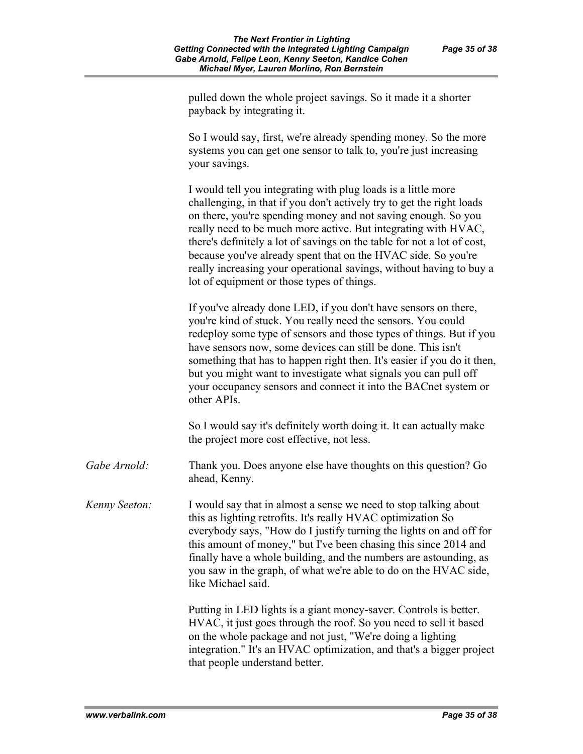pulled down the whole project savings. So it made it a shorter payback by integrating it.

So I would say, first, we're already spending money. So the more systems you can get one sensor to talk to, you're just increasing your savings.

I would tell you integrating with plug loads is a little more challenging, in that if you don't actively try to get the right loads on there, you're spending money and not saving enough. So you really need to be much more active. But integrating with HVAC, there's definitely a lot of savings on the table for not a lot of cost, because you've already spent that on the HVAC side. So you're really increasing your operational savings, without having to buy a lot of equipment or those types of things.

If you've already done LED, if you don't have sensors on there, you're kind of stuck. You really need the sensors. You could redeploy some type of sensors and those types of things. But if you have sensors now, some devices can still be done. This isn't something that has to happen right then. It's easier if you do it then, but you might want to investigate what signals you can pull off your occupancy sensors and connect it into the BACnet system or other APIs.

So I would say it's definitely worth doing it. It can actually make the project more cost effective, not less.

*Gabe Arnold:* Thank you. Does anyone else have thoughts on this question? Go ahead, Kenny.

*Kenny Seeton:* I would say that in almost a sense we need to stop talking about this as lighting retrofits. It's really HVAC optimization So everybody says, "How do I justify turning the lights on and off for this amount of money," but I've been chasing this since 2014 and finally have a whole building, and the numbers are astounding, as you saw in the graph, of what we're able to do on the HVAC side, like Michael said.

Putting in LED lights is a giant money-saver. Controls is better. HVAC, it just goes through the roof. So you need to sell it based on the whole package and not just, "We're doing a lighting integration." It's an HVAC optimization, and that's a bigger project that people understand better.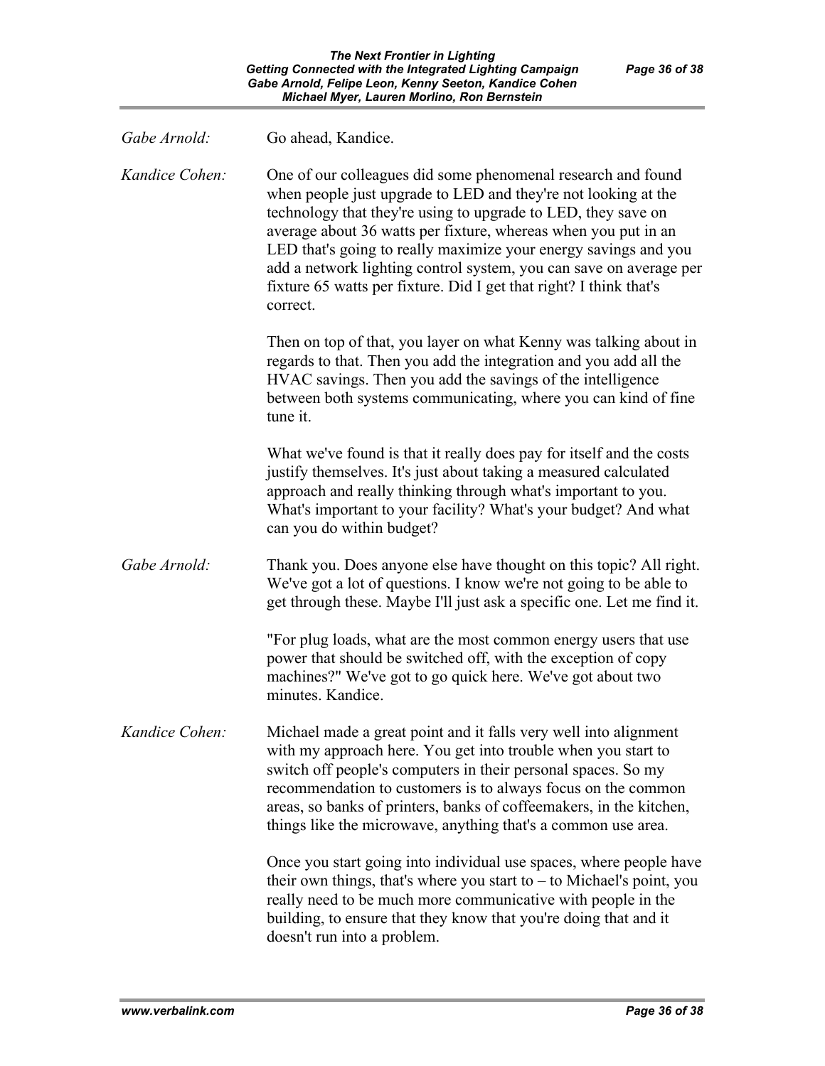*Gabe Arnold:* Go ahead, Kandice.

*Kandice Cohen:* One of our colleagues did some phenomenal research and found when people just upgrade to LED and they're not looking at the technology that they're using to upgrade to LED, they save on average about 36 watts per fixture, whereas when you put in an LED that's going to really maximize your energy savings and you add a network lighting control system, you can save on average per fixture 65 watts per fixture. Did I get that right? I think that's correct.

Then on top of that, you layer on what Kenny was talking about in regards to that. Then you add the integration and you add all the HVAC savings. Then you add the savings of the intelligence between both systems communicating, where you can kind of fine tune it.

What we've found is that it really does pay for itself and the costs justify themselves. It's just about taking a measured calculated approach and really thinking through what's important to you. What's important to your facility? What's your budget? And what can you do within budget?

*Gabe Arnold:* Thank you. Does anyone else have thought on this topic? All right. We've got a lot of questions. I know we're not going to be able to get through these. Maybe I'll just ask a specific one. Let me find it.

"For plug loads, what are the most common energy users that use power that should be switched off, with the exception of copy machines?" We've got to go quick here. We've got about two minutes. Kandice.

*Kandice Cohen:* Michael made a great point and it falls very well into alignment with my approach here. You get into trouble when you start to switch off people's computers in their personal spaces. So my recommendation to customers is to always focus on the common areas, so banks of printers, banks of coffeemakers, in the kitchen, things like the microwave, anything that's a common use area.

Once you start going into individual use spaces, where people have their own things, that's where you start to – to Michael's point, you really need to be much more communicative with people in the building, to ensure that they know that you're doing that and it doesn't run into a problem.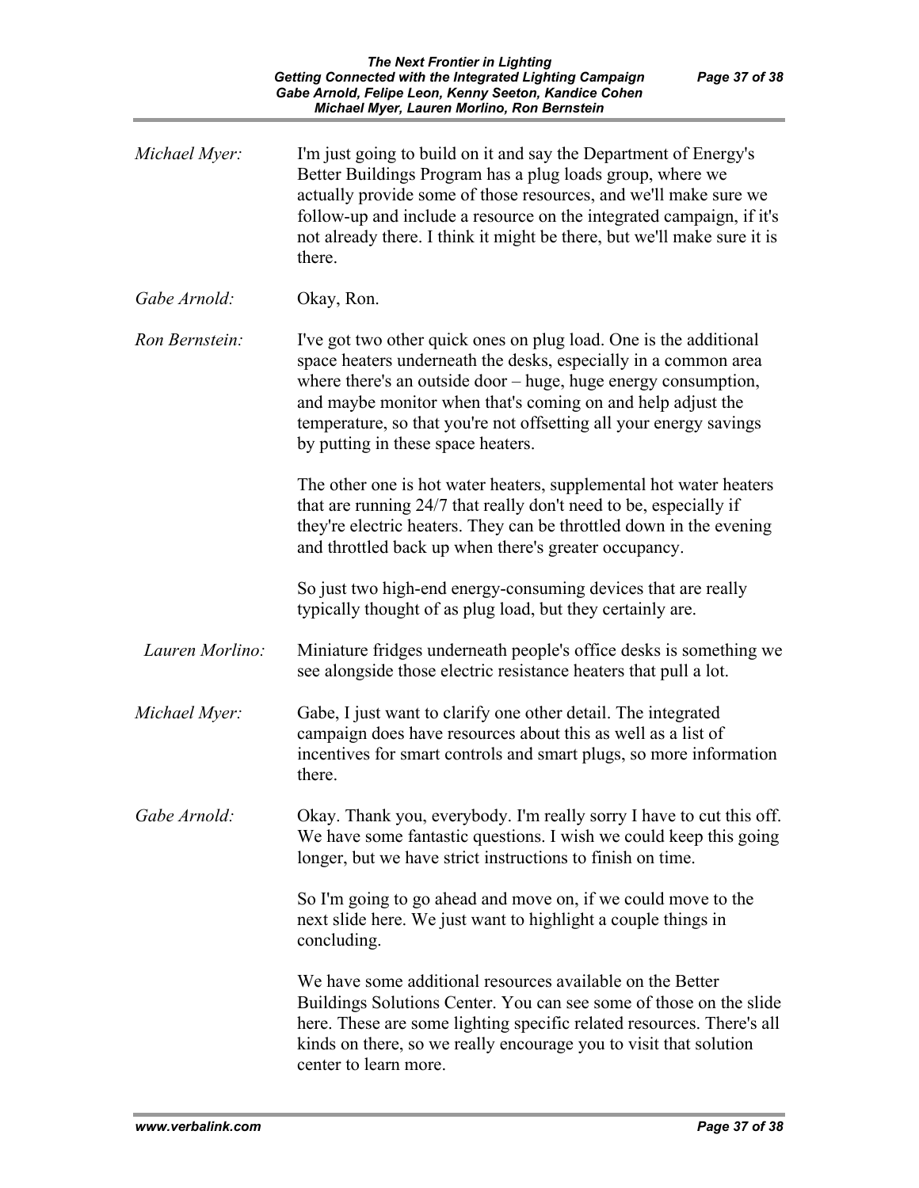*Michael Myer:* I'm just going to build on it and say the Department of Energy's Better Buildings Program has a plug loads group, where we actually provide some of those resources, and we'll make sure we follow-up and include a resource on the integrated campaign, if it's not already there. I think it might be there, but we'll make sure it is there.

*Gabe Arnold:* Okay, Ron.

*Ron Bernstein:* I've got two other quick ones on plug load. One is the additional space heaters underneath the desks, especially in a common area where there's an outside door – huge, huge energy consumption, and maybe monitor when that's coming on and help adjust the temperature, so that you're not offsetting all your energy savings by putting in these space heaters.

The other one is hot water heaters, supplemental hot water heaters that are running 24/7 that really don't need to be, especially if they're electric heaters. They can be throttled down in the evening and throttled back up when there's greater occupancy.

So just two high-end energy-consuming devices that are really typically thought of as plug load, but they certainly are.

*Lauren Morlino:* Miniature fridges underneath people's office desks is something we see alongside those electric resistance heaters that pull a lot.

*Michael Myer:* Gabe, I just want to clarify one other detail. The integrated campaign does have resources about this as well as a list of incentives for smart controls and smart plugs, so more information there.

*Gabe Arnold:* Okay. Thank you, everybody. I'm really sorry I have to cut this off. We have some fantastic questions. I wish we could keep this going longer, but we have strict instructions to finish on time.

So I'm going to go ahead and move on, if we could move to the next slide here. We just want to highlight a couple things in concluding.

We have some additional resources available on the Better Buildings Solutions Center. You can see some of those on the slide here. These are some lighting specific related resources. There's all kinds on there, so we really encourage you to visit that solution center to learn more.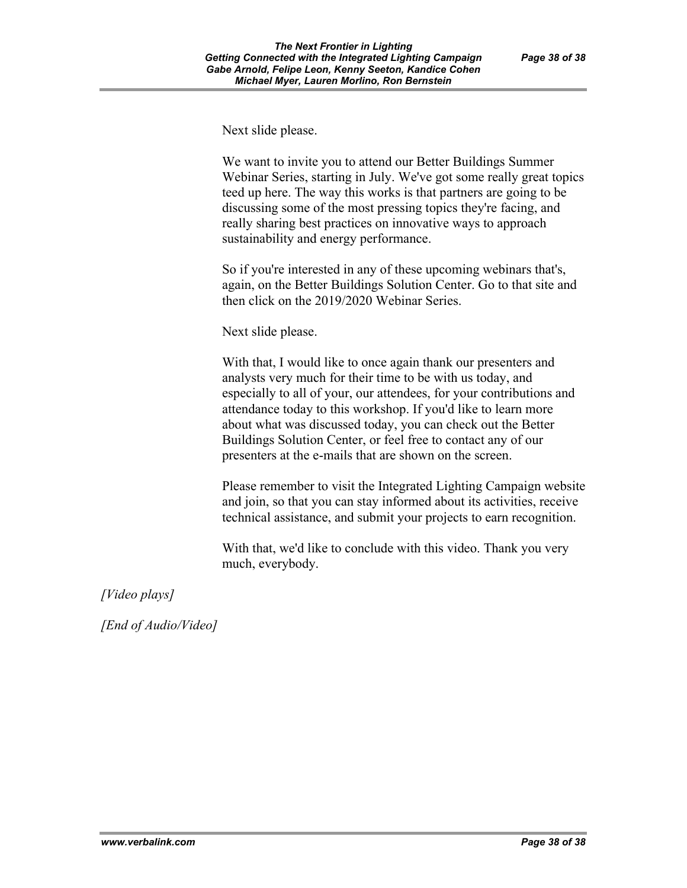Next slide please.

We want to invite you to attend our Better Buildings Summer Webinar Series, starting in July. We've got some really great topics teed up here. The way this works is that partners are going to be discussing some of the most pressing topics they're facing, and really sharing best practices on innovative ways to approach sustainability and energy performance.

So if you're interested in any of these upcoming webinars that's, again, on the Better Buildings Solution Center. Go to that site and then click on the 2019/2020 Webinar Series.

Next slide please.

With that, I would like to once again thank our presenters and analysts very much for their time to be with us today, and especially to all of your, our attendees, for your contributions and attendance today to this workshop. If you'd like to learn more about what was discussed today, you can check out the Better Buildings Solution Center, or feel free to contact any of our presenters at the e-mails that are shown on the screen.

Please remember to visit the Integrated Lighting Campaign website and join, so that you can stay informed about its activities, receive technical assistance, and submit your projects to earn recognition.

With that, we'd like to conclude with this video. Thank you very much, everybody.

*[Video plays]*

*[End of Audio/Video]*